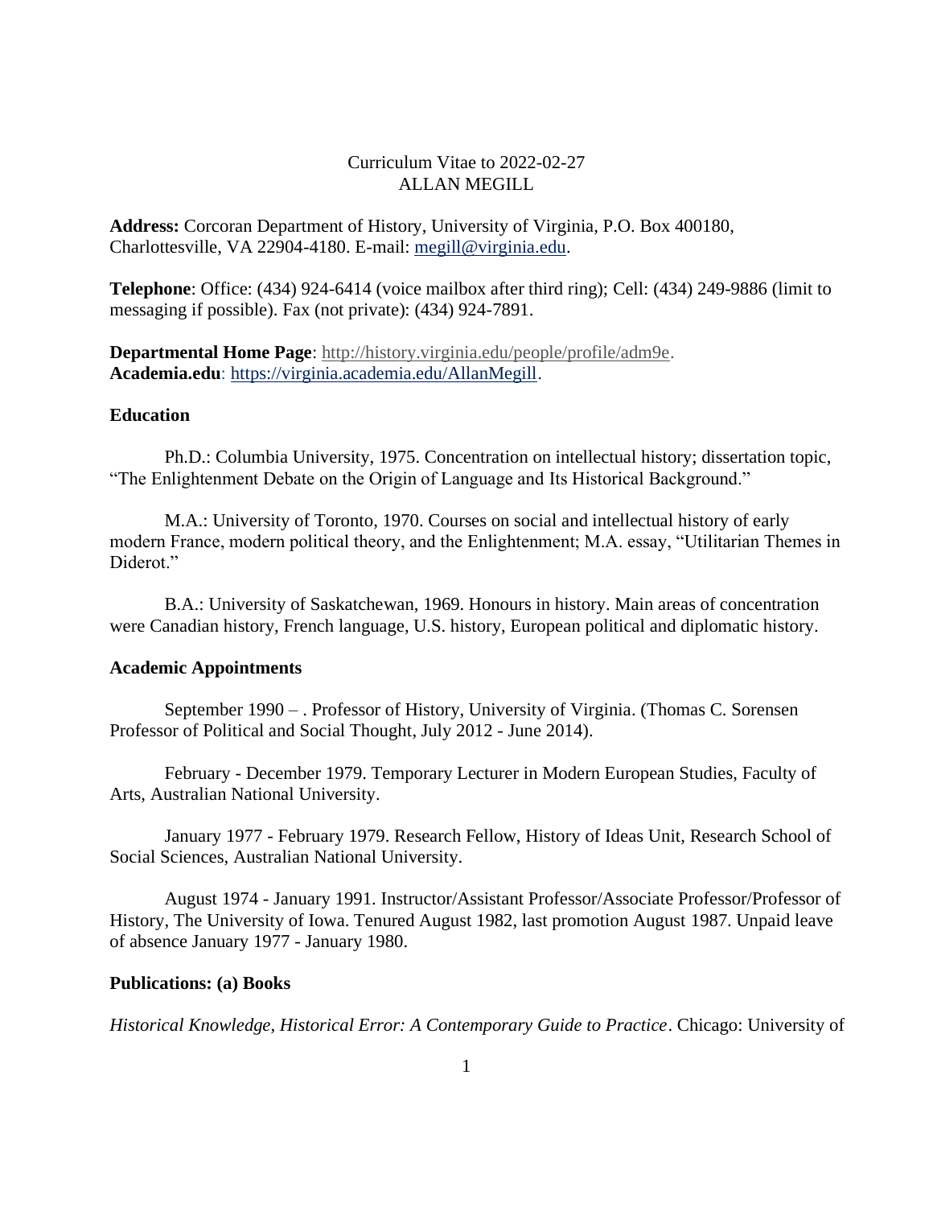Curriculum Vitae to 2022-02-27
ALLAN MEGILL

**Address:** Corcoran Department of History, University of Virginia, P.O. Box 400180, Charlottesville, VA 22904-4180. E-mail: megill@virginia.edu.

**Telephone**: Office: (434) 924-6414 (voice mailbox after third ring); Cell: (434) 249-9886 (limit to messaging if possible). Fax (not private): (434) 924-7891.

**Departmental Home Page**: http://history.virginia.edu/people/profile/adm9e.
**Academia.edu**: https://virginia.academia.edu/AllanMegill.

## Education

Ph.D.: Columbia University, 1975. Concentration on intellectual history; dissertation topic, "The Enlightenment Debate on the Origin of Language and Its Historical Background."

M.A.: University of Toronto, 1970. Courses on social and intellectual history of early modern France, modern political theory, and the Enlightenment; M.A. essay, "Utilitarian Themes in Diderot."

B.A.: University of Saskatchewan, 1969. Honours in history. Main areas of concentration were Canadian history, French language, U.S. history, European political and diplomatic history.

## Academic Appointments

September 1990 – . Professor of History, University of Virginia. (Thomas C. Sorensen Professor of Political and Social Thought, July 2012 - June 2014).

February - December 1979. Temporary Lecturer in Modern European Studies, Faculty of Arts, Australian National University.

January 1977 - February 1979. Research Fellow, History of Ideas Unit, Research School of Social Sciences, Australian National University.

August 1974 - January 1991. Instructor/Assistant Professor/Associate Professor/Professor of History, The University of Iowa. Tenured August 1982, last promotion August 1987. Unpaid leave of absence January 1977 - January 1980.

## Publications: (a) Books

*Historical Knowledge, Historical Error: A Contemporary Guide to Practice*. Chicago: University of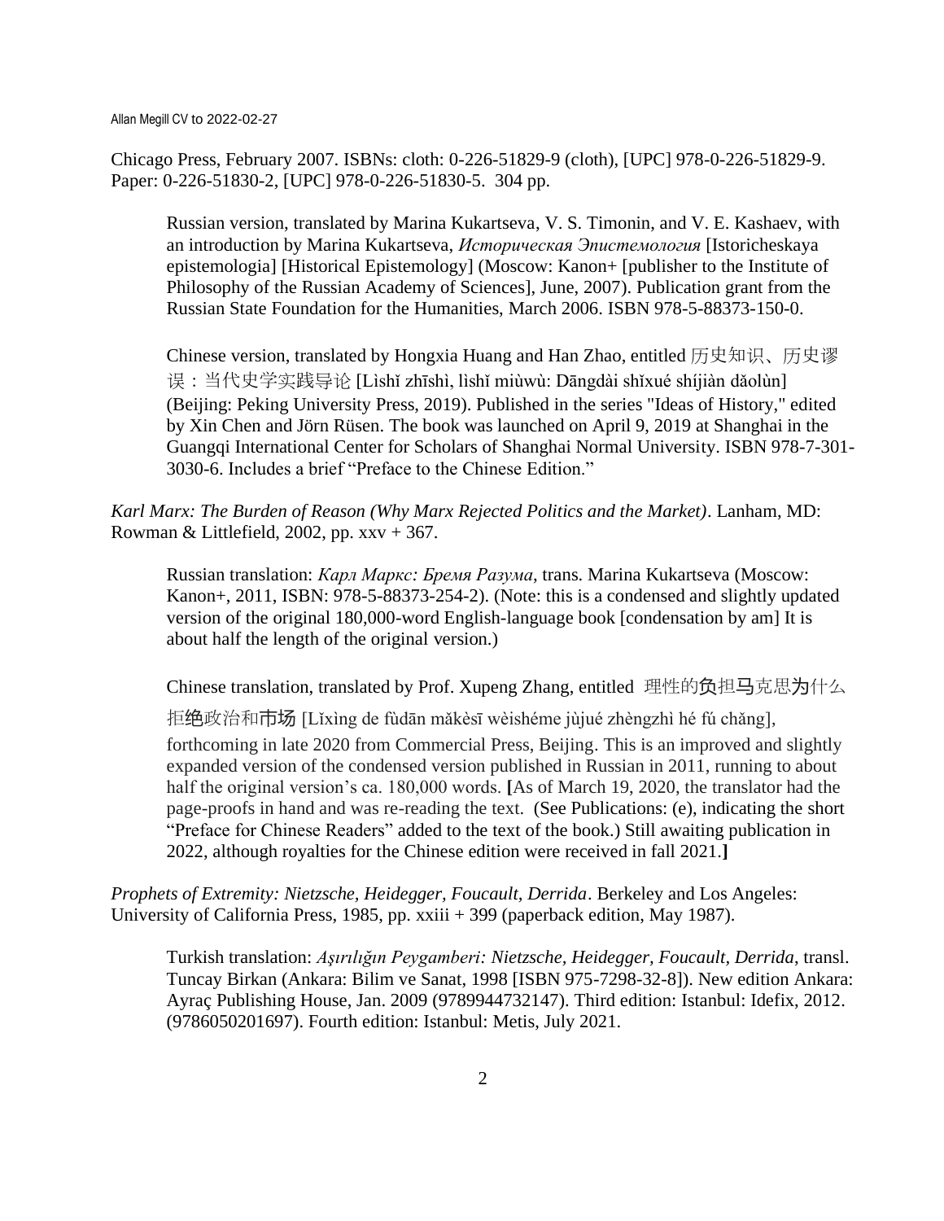Chicago Press, February 2007. ISBNs: cloth: 0-226-51829-9 (cloth), [UPC] 978-0-226-51829-9. Paper: 0-226-51830-2, [UPC] 978-0-226-51830-5. 304 pp.

> Russian version, translated by Marina Kukartseva, V. S. Timonin, and V. E. Kashaev, with an introduction by Marina Kukartseva, *Историческая Эпистемология* [Istoricheskaya epistemologia] [Historical Epistemology] (Moscow: Kanon+ [publisher to the Institute of Philosophy of the Russian Academy of Sciences], June, 2007). Publication grant from the Russian State Foundation for the Humanities, March 2006. ISBN 978-5-88373-150-0.

> Chinese version, translated by Hongxia Huang and Han Zhao, entitled 历史知识、历史谬误：当代史学实践导论 [Lìshǐ zhīshì, lìshǐ miùwù: Dāngdài shǐxué shíjiàn dǎolùn] (Beijing: Peking University Press, 2019). Published in the series "Ideas of History," edited by Xin Chen and Jörn Rüsen. The book was launched on April 9, 2019 at Shanghai in the Guangqi International Center for Scholars of Shanghai Normal University. ISBN 978-7-301-3030-6. Includes a brief "Preface to the Chinese Edition."

*Karl Marx: The Burden of Reason (Why Marx Rejected Politics and the Market)*. Lanham, MD: Rowman & Littlefield, 2002, pp. xxv + 367.

> Russian translation: *Карл Маркс: Бремя Разума*, trans. Marina Kukartseva (Moscow: Kanon+, 2011, ISBN: 978-5-88373-254-2). (Note: this is a condensed and slightly updated version of the original 180,000-word English-language book [condensation by am] It is about half the length of the original version.)

> Chinese translation, translated by Prof. Xupeng Zhang, entitled 理性的负担马克思为什么拒绝政治和市场 [Lǐxìng de fùdān mǎkèsī wèishéme jùjué zhèngzhì hé fú chǎng], forthcoming in late 2020 from Commercial Press, Beijing. This is an improved and slightly expanded version of the condensed version published in Russian in 2011, running to about half the original version's ca. 180,000 words. **[**As of March 19, 2020, the translator had the page-proofs in hand and was re-reading the text. (See Publications: (e), indicating the short "Preface for Chinese Readers" added to the text of the book.) Still awaiting publication in 2022, although royalties for the Chinese edition were received in fall 2021.**]**

*Prophets of Extremity: Nietzsche, Heidegger, Foucault, Derrida*. Berkeley and Los Angeles: University of California Press, 1985, pp. xxiii + 399 (paperback edition, May 1987).

> Turkish translation: *Aşırılığın Peygamberi: Nietzsche, Heidegger, Foucault, Derrida*, transl. Tuncay Birkan (Ankara: Bilim ve Sanat, 1998 [ISBN 975-7298-32-8]). New edition Ankara: Ayraç Publishing House, Jan. 2009 (9789944732147). Third edition: Istanbul: Idefix, 2012. (9786050201697). Fourth edition: Istanbul: Metis, July 2021.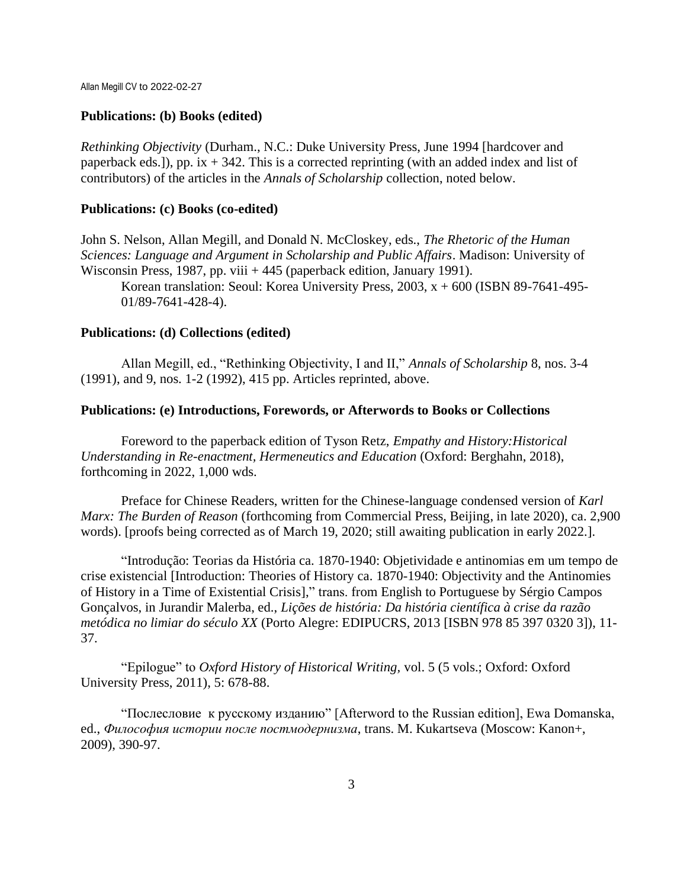### Publications: (b) Books (edited)

*Rethinking Objectivity* (Durham., N.C.: Duke University Press, June 1994 [hardcover and paperback eds.]), pp. ix + 342. This is a corrected reprinting (with an added index and list of contributors) of the articles in the *Annals of Scholarship* collection, noted below.

### Publications: (c) Books (co-edited)

John S. Nelson, Allan Megill, and Donald N. McCloskey, eds., *The Rhetoric of the Human Sciences: Language and Argument in Scholarship and Public Affairs*. Madison: University of Wisconsin Press, 1987, pp. viii + 445 (paperback edition, January 1991).

Korean translation: Seoul: Korea University Press, 2003, x + 600 (ISBN 89-7641-495-01/89-7641-428-4).

### Publications: (d) Collections (edited)

Allan Megill, ed., "Rethinking Objectivity, I and II," *Annals of Scholarship* 8, nos. 3-4 (1991), and 9, nos. 1-2 (1992), 415 pp. Articles reprinted, above.

### Publications: (e) Introductions, Forewords, or Afterwords to Books or Collections

Foreword to the paperback edition of Tyson Retz, *Empathy and History:Historical Understanding in Re-enactment, Hermeneutics and Education* (Oxford: Berghahn, 2018), forthcoming in 2022, 1,000 wds.

Preface for Chinese Readers, written for the Chinese-language condensed version of *Karl Marx: The Burden of Reason* (forthcoming from Commercial Press, Beijing, in late 2020), ca. 2,900 words). [proofs being corrected as of March 19, 2020; still awaiting publication in early 2022.].

"Introdução: Teorias da História ca. 1870-1940: Objetividade e antinomias em um tempo de crise existencial [Introduction: Theories of History ca. 1870-1940: Objectivity and the Antinomies of History in a Time of Existential Crisis]," trans. from English to Portuguese by Sérgio Campos Gonçalvos, in Jurandir Malerba, ed., *Lições de história: Da história científica à crise da razão metódica no limiar do século XX* (Porto Alegre: EDIPUCRS, 2013 [ISBN 978 85 397 0320 3]), 11-37.

"Epilogue" to *Oxford History of Historical Writing*, vol. 5 (5 vols.; Oxford: Oxford University Press, 2011), 5: 678-88.

"Послесловие к русскому изданию" [Afterword to the Russian edition], Ewa Domanska, ed., *Философия истории после постмодернизма*, trans. M. Kukartseva (Moscow: Kanon+, 2009), 390-97.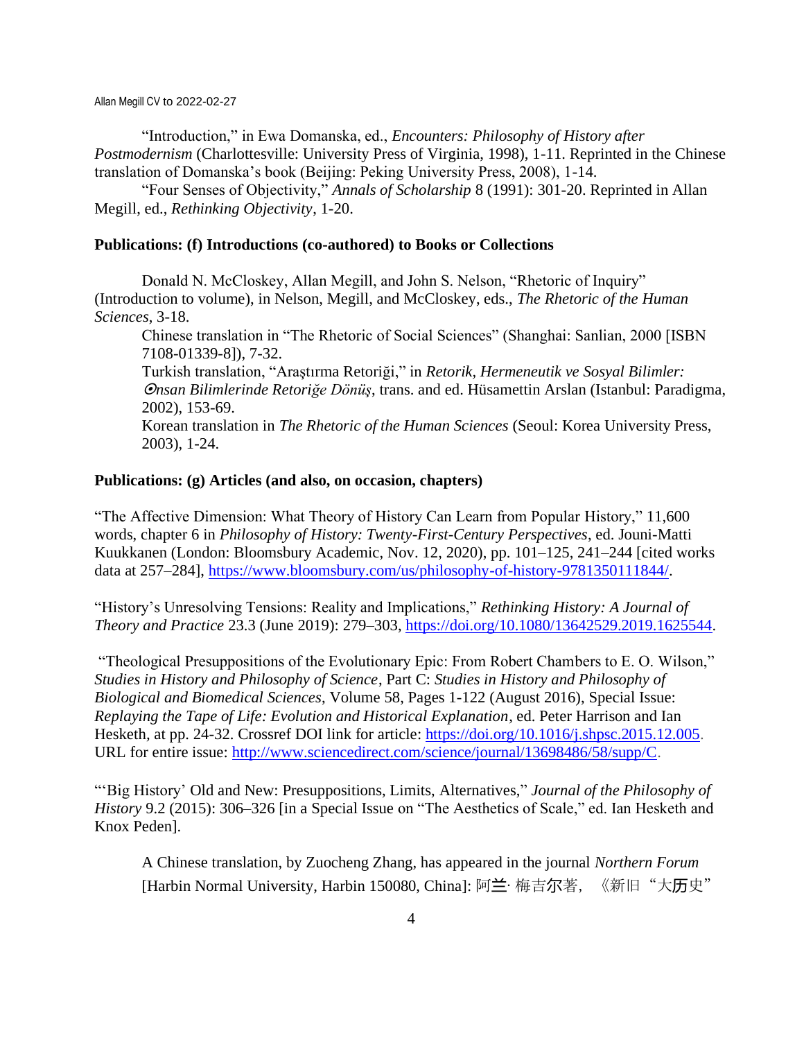"Introduction," in Ewa Domanska, ed., *Encounters: Philosophy of History after Postmodernism* (Charlottesville: University Press of Virginia, 1998), 1-11. Reprinted in the Chinese translation of Domanska's book (Beijing: Peking University Press, 2008), 1-14.

"Four Senses of Objectivity," *Annals of Scholarship* 8 (1991): 301-20. Reprinted in Allan Megill, ed., *Rethinking Objectivity*, 1-20.

**Publications: (f) Introductions (co-authored) to Books or Collections**

Donald N. McCloskey, Allan Megill, and John S. Nelson, "Rhetoric of Inquiry" (Introduction to volume), in Nelson, Megill, and McCloskey, eds., *The Rhetoric of the Human Sciences*, 3-18.

Chinese translation in "The Rhetoric of Social Sciences" (Shanghai: Sanlian, 2000 [ISBN 7108-01339-8]), 7-32.

Turkish translation, "Araştırma Retoriği," in *Retorik, Hermeneutik ve Sosyal Bilimler: ⊙nsan Bilimlerinde Retoriğe Dönüş*, trans. and ed. Hüsamettin Arslan (Istanbul: Paradigma, 2002), 153-69.

Korean translation in *The Rhetoric of the Human Sciences* (Seoul: Korea University Press, 2003), 1-24.

**Publications: (g) Articles (and also, on occasion, chapters)**

"The Affective Dimension: What Theory of History Can Learn from Popular History," 11,600 words, chapter 6 in *Philosophy of History: Twenty-First-Century Perspectives*, ed. Jouni-Matti Kuukkanen (London: Bloomsbury Academic, Nov. 12, 2020), pp. 101–125, 241–244 [cited works data at 257–284], https://www.bloomsbury.com/us/philosophy-of-history-9781350111844/.

"History's Unresolving Tensions: Reality and Implications," *Rethinking History: A Journal of Theory and Practice* 23.3 (June 2019): 279–303, https://doi.org/10.1080/13642529.2019.1625544.

"Theological Presuppositions of the Evolutionary Epic: From Robert Chambers to E. O. Wilson," *Studies in History and Philosophy of Science*, Part C: *Studies in History and Philosophy of Biological and Biomedical Sciences*, Volume 58, Pages 1-122 (August 2016), Special Issue: *Replaying the Tape of Life: Evolution and Historical Explanation*, ed. Peter Harrison and Ian Hesketh, at pp. 24-32. Crossref DOI link for article: https://doi.org/10.1016/j.shpsc.2015.12.005. URL for entire issue: http://www.sciencedirect.com/science/journal/13698486/58/supp/C.

"'Big History' Old and New: Presuppositions, Limits, Alternatives," *Journal of the Philosophy of History* 9.2 (2015): 306–326 [in a Special Issue on "The Aesthetics of Scale," ed. Ian Hesketh and Knox Peden].

A Chinese translation, by Zuocheng Zhang, has appeared in the journal *Northern Forum* [Harbin Normal University, Harbin 150080, China]: 阿兰· 梅吉尔著，《新旧"大历史"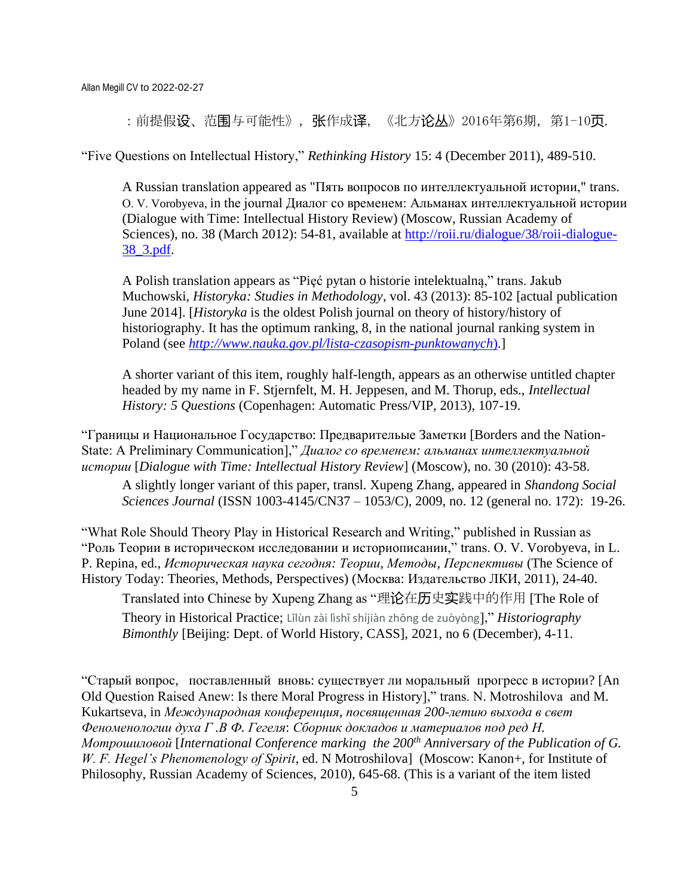：前提假设、范围与可能性》，张作成译，《北方论丛》2016年第6期，第1-10页.

"Five Questions on Intellectual History," *Rethinking History* 15: 4 (December 2011), 489-510.

> A Russian translation appeared as "Пять вопросов по интеллектуальной истории," trans. O. V. Vorobyeva, in the journal Диалог со временем: Альманах интеллектуальной истории (Dialogue with Time: Intellectual History Review) (Moscow, Russian Academy of Sciences), no. 38 (March 2012): 54-81, available at [http://roii.ru/dialogue/38/roii-dialogue-38_3.pdf](http://roii.ru/dialogue/38/roii-dialogue-38_3.pdf).
>
> A Polish translation appears as "Pięć pytan o historie intelektualną," trans. Jakub Muchowski, *Historyka: Studies in Methodology*, vol. 43 (2013): 85-102 [actual publication June 2014]. [*Historyka* is the oldest Polish journal on theory of history/history of historiography. It has the optimum ranking, 8, in the national journal ranking system in Poland (see *[http://www.nauka.gov.pl/lista-czasopism-punktowanych](http://www.nauka.gov.pl/lista-czasopism-punktowanych)*).]
>
> A shorter variant of this item, roughly half-length, appears as an otherwise untitled chapter headed by my name in F. Stjernfelt, M. H. Jeppesen, and M. Thorup, eds., *Intellectual History: 5 Questions* (Copenhagen: Automatic Press/VIP, 2013), 107-19.

"Границы и Национальное Государство: Предварительные Заметки [Borders and the Nation-State: A Preliminary Communication]," *Диалог со временем: альманах интеллектуальной истории* [*Dialogue with Time: Intellectual History Review*] (Moscow), no. 30 (2010): 43-58.

> A slightly longer variant of this paper, transl. Xupeng Zhang, appeared in *Shandong Social Sciences Journal* (ISSN 1003-4145/CN37 – 1053/C), 2009, no. 12 (general no. 172): 19-26.

"What Role Should Theory Play in Historical Research and Writing," published in Russian as "Роль Теории в историческом исследовании и историописании," trans. O. V. Vorobyeva, in L. P. Repina, ed., *Историческая наука сегодня: Теории, Методы, Перспективы* (The Science of History Today: Theories, Methods, Perspectives) (Москва: Издательство ЛКИ, 2011), 24-40.

> Translated into Chinese by Xupeng Zhang as "理论在历史实践中的作用 [The Role of Theory in Historical Practice; Lǐlùn zài lìshǐ shíjiàn zhōng de zuòyòng]," *Historiography Bimonthly* [Beijing: Dept. of World History, CASS], 2021, no 6 (December), 4-11.

"Старый вопрос, поставленный вновь: существует ли моральный прогресс в истории? [An Old Question Raised Anew: Is there Moral Progress in History]," trans. N. Motroshilova and M. Kukartseva, in *Международная конференция, посвященная 200-летию выхода в свет Феноменологии духа Г .В Ф. Гегеля*: *Сборник докладов и материалов под ред Н. Мотрошиловой* [*International Conference marking the 200th Anniversary of the Publication of G. W. F. Hegel's Phenomenology of Spirit*, ed. N Motroshilova] (Moscow: Kanon+, for Institute of Philosophy, Russian Academy of Sciences, 2010), 645-68. (This is a variant of the item listed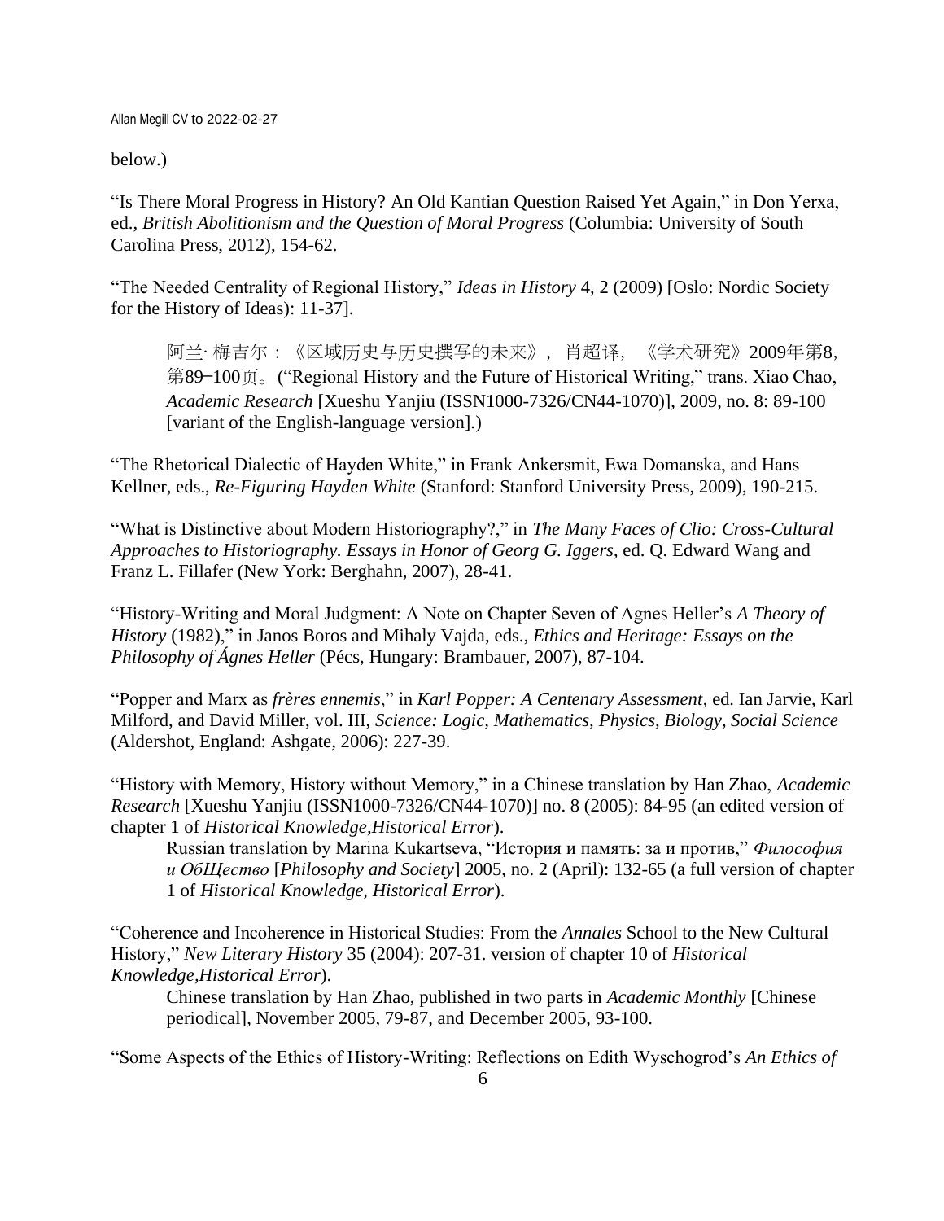below.)

"Is There Moral Progress in History? An Old Kantian Question Raised Yet Again," in Don Yerxa, ed., *British Abolitionism and the Question of Moral Progress* (Columbia: University of South Carolina Press, 2012), 154-62.

"The Needed Centrality of Regional History," *Ideas in History* 4, 2 (2009) [Oslo: Nordic Society for the History of Ideas): 11-37].

> 阿兰· 梅吉尔：《区域历史与历史撰写的未来》，肖超译，《学术研究》2009年第8，第89–100页。("Regional History and the Future of Historical Writing," trans. Xiao Chao, *Academic Research* [Xueshu Yanjiu (ISSN1000-7326/CN44-1070)], 2009, no. 8: 89-100 [variant of the English-language version].)

"The Rhetorical Dialectic of Hayden White," in Frank Ankersmit, Ewa Domanska, and Hans Kellner, eds., *Re-Figuring Hayden White* (Stanford: Stanford University Press, 2009), 190-215.

"What is Distinctive about Modern Historiography?," in *The Many Faces of Clio: Cross-Cultural Approaches to Historiography. Essays in Honor of Georg G. Iggers*, ed. Q. Edward Wang and Franz L. Fillafer (New York: Berghahn, 2007), 28-41.

"History-Writing and Moral Judgment: A Note on Chapter Seven of Agnes Heller's *A Theory of History* (1982)," in Janos Boros and Mihaly Vajda, eds., *Ethics and Heritage: Essays on the Philosophy of Ágnes Heller* (Pécs, Hungary: Brambauer, 2007), 87-104.

"Popper and Marx as *frères ennemis*," in *Karl Popper: A Centenary Assessment*, ed. Ian Jarvie, Karl Milford, and David Miller, vol. III, *Science: Logic, Mathematics, Physics, Biology, Social Science* (Aldershot, England: Ashgate, 2006): 227-39.

"History with Memory, History without Memory," in a Chinese translation by Han Zhao, *Academic Research* [Xueshu Yanjiu (ISSN1000-7326/CN44-1070)] no. 8 (2005): 84-95 (an edited version of chapter 1 of *Historical Knowledge,Historical Error*).

> Russian translation by Marina Kukartseva, "История и память: за и против," *Философия и ОбЩество* [*Philosophy and Society*] 2005, no. 2 (April): 132-65 (a full version of chapter 1 of *Historical Knowledge, Historical Error*).

"Coherence and Incoherence in Historical Studies: From the *Annales* School to the New Cultural History," *New Literary History* 35 (2004): 207-31. version of chapter 10 of *Historical Knowledge,Historical Error*).

> Chinese translation by Han Zhao, published in two parts in *Academic Monthly* [Chinese periodical], November 2005, 79-87, and December 2005, 93-100.

"Some Aspects of the Ethics of History-Writing: Reflections on Edith Wyschogrod's *An Ethics of*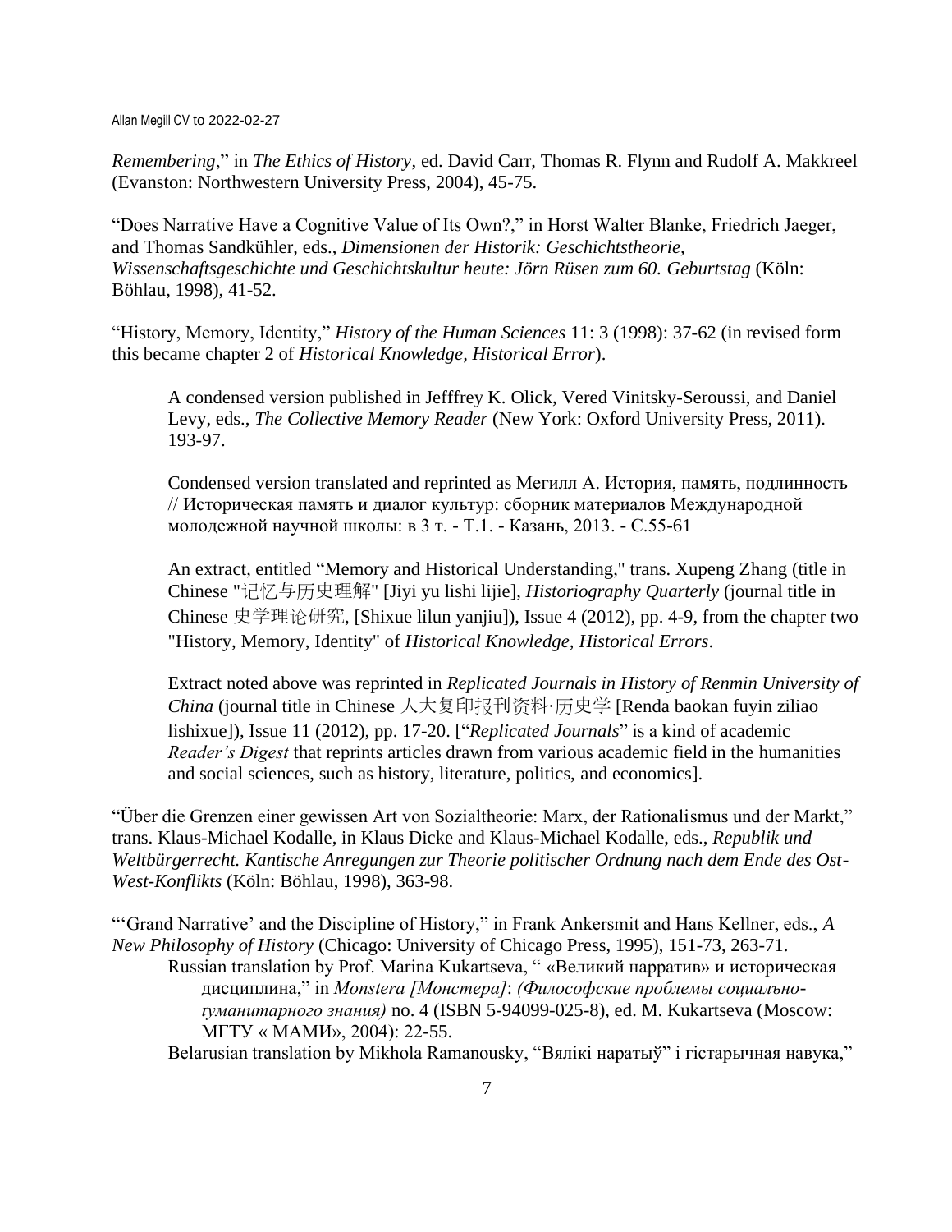*Remembering*," in *The Ethics of History*, ed. David Carr, Thomas R. Flynn and Rudolf A. Makkreel (Evanston: Northwestern University Press, 2004), 45-75.

"Does Narrative Have a Cognitive Value of Its Own?," in Horst Walter Blanke, Friedrich Jaeger, and Thomas Sandkühler, eds., *Dimensionen der Historik: Geschichtstheorie, Wissenschaftsgeschichte und Geschichtskultur heute: Jörn Rüsen zum 60. Geburtstag* (Köln: Böhlau, 1998), 41-52.

"History, Memory, Identity," *History of the Human Sciences* 11: 3 (1998): 37-62 (in revised form this became chapter 2 of *Historical Knowledge, Historical Error*).

> A condensed version published in Jefffrey K. Olick, Vered Vinitsky-Seroussi, and Daniel Levy, eds., *The Collective Memory Reader* (New York: Oxford University Press, 2011). 193-97.
>
> Condensed version translated and reprinted as Мегилл А. История, память, подлинность // Историческая память и диалог культур: сборник материалов Международной молодежной научной школы: в 3 т. - Т.1. - Казань, 2013. - С.55-61
>
> An extract, entitled "Memory and Historical Understanding," trans. Xupeng Zhang (title in Chinese "记忆与历史理解" [Jiyi yu lishi lijie], *Historiography Quarterly* (journal title in Chinese 史学理论研究, [Shixue lilun yanjiu]), Issue 4 (2012), pp. 4-9, from the chapter two "History, Memory, Identity" of *Historical Knowledge, Historical Errors*.
>
> Extract noted above was reprinted in *Replicated Journals in History of Renmin University of China* (journal title in Chinese 人大复印报刊资料·历史学 [Renda baokan fuyin ziliao lishixue]), Issue 11 (2012), pp. 17-20. ["*Replicated Journals*" is a kind of academic *Reader's Digest* that reprints articles drawn from various academic field in the humanities and social sciences, such as history, literature, politics, and economics].

"Über die Grenzen einer gewissen Art von Sozialtheorie: Marx, der Rationalismus und der Markt," trans. Klaus-Michael Kodalle, in Klaus Dicke and Klaus-Michael Kodalle, eds., *Republik und Weltbürgerrecht. Kantische Anregungen zur Theorie politischer Ordnung nach dem Ende des Ost-West-Konflikts* (Köln: Böhlau, 1998), 363-98.

"'Grand Narrative' and the Discipline of History," in Frank Ankersmit and Hans Kellner, eds., *A New Philosophy of History* (Chicago: University of Chicago Press, 1995), 151-73, 263-71.

> Russian translation by Prof. Marina Kukartseva, " «Великий нарратив» и историческая дисциплина," in *Monstera [Монстера]*: *(Философские проблемы социально-гуманитарного знания)* no. 4 (ISBN 5-94099-025-8), ed. M. Kukartseva (Moscow: МГТУ « МАМИ», 2004): 22-55.
>
> Belarusian translation by Mikhola Ramanousky, "Вялікі наратыў" і гістарычная навука,"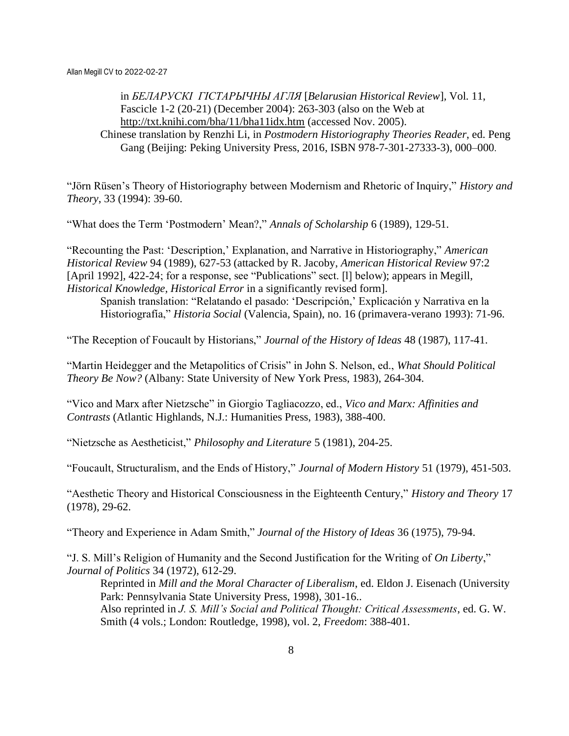in *БЕЛАРУСКІ ГІСТАРЫЧНЫ АГЛЯ* [*Belarusian Historical Review*], Vol. 11, Fascicle 1-2 (20-21) (December 2004): 263-303 (also on the Web at http://txt.knihi.com/bha/11/bha11idx.htm (accessed Nov. 2005).

Chinese translation by Renzhi Li, in *Postmodern Historiography Theories Reader*, ed. Peng Gang (Beijing: Peking University Press, 2016, ISBN 978-7-301-27333-3), 000–000.

"Jörn Rüsen's Theory of Historiography between Modernism and Rhetoric of Inquiry," *History and Theory*, 33 (1994): 39-60.

"What does the Term 'Postmodern' Mean?," *Annals of Scholarship* 6 (1989), 129-51.

"Recounting the Past: 'Description,' Explanation, and Narrative in Historiography," *American Historical Review* 94 (1989), 627-53 (attacked by R. Jacoby, *American Historical Review* 97:2 [April 1992], 422-24; for a response, see "Publications" sect. [l] below); appears in Megill, *Historical Knowledge, Historical Error* in a significantly revised form].

Spanish translation: "Relatando el pasado: 'Descripción,' Explicación y Narrativa en la Historiografía," *Historia Social* (Valencia, Spain), no. 16 (primavera-verano 1993): 71-96.

"The Reception of Foucault by Historians," *Journal of the History of Ideas* 48 (1987), 117-41.

"Martin Heidegger and the Metapolitics of Crisis" in John S. Nelson, ed., *What Should Political Theory Be Now?* (Albany: State University of New York Press, 1983), 264-304.

"Vico and Marx after Nietzsche" in Giorgio Tagliacozzo, ed., *Vico and Marx: Affinities and Contrasts* (Atlantic Highlands, N.J.: Humanities Press, 1983), 388-400.

"Nietzsche as Aestheticist," *Philosophy and Literature* 5 (1981), 204-25.

"Foucault, Structuralism, and the Ends of History," *Journal of Modern History* 51 (1979), 451-503.

"Aesthetic Theory and Historical Consciousness in the Eighteenth Century," *History and Theory* 17 (1978), 29-62.

"Theory and Experience in Adam Smith," *Journal of the History of Ideas* 36 (1975), 79-94.

"J. S. Mill's Religion of Humanity and the Second Justification for the Writing of *On Liberty*," *Journal of Politics* 34 (1972), 612-29.

Reprinted in *Mill and the Moral Character of Liberalism*, ed. Eldon J. Eisenach (University Park: Pennsylvania State University Press, 1998), 301-16..

Also reprinted in *J. S. Mill's Social and Political Thought: Critical Assessments*, ed. G. W. Smith (4 vols.; London: Routledge, 1998), vol. 2, *Freedom*: 388-401.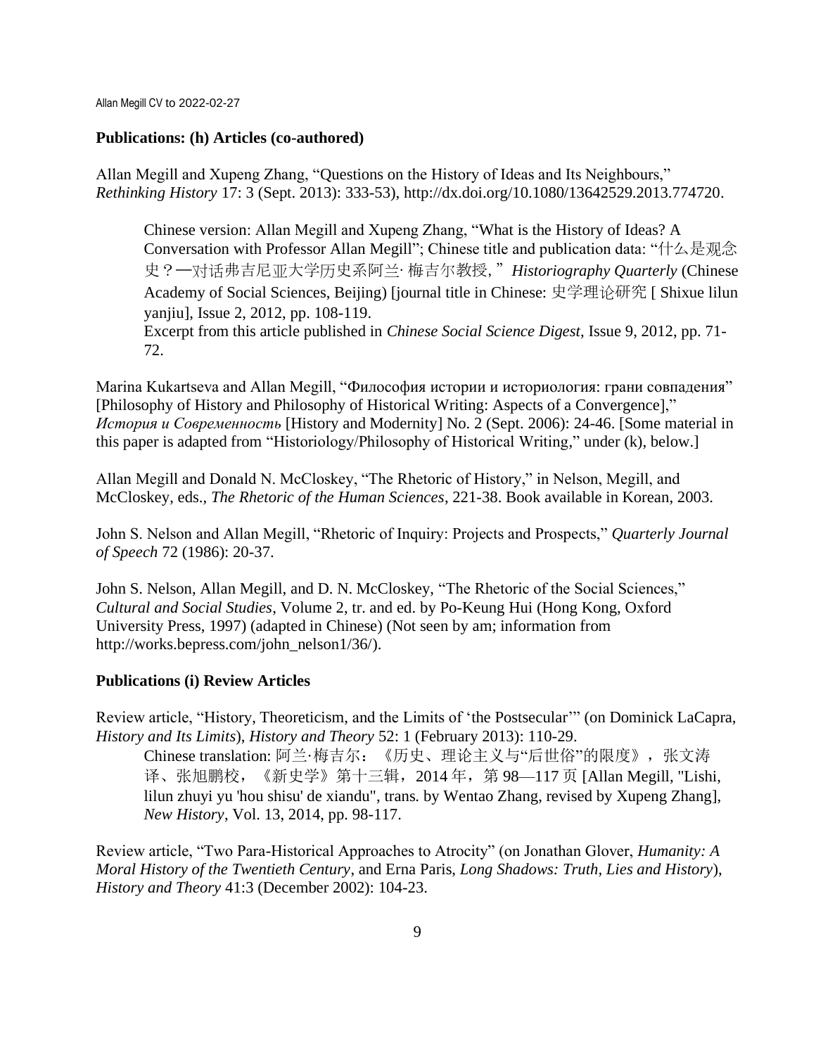### Publications: (h) Articles (co-authored)

Allan Megill and Xupeng Zhang, "Questions on the History of Ideas and Its Neighbours," *Rethinking History* 17: 3 (Sept. 2013): 333-53), http://dx.doi.org/10.1080/13642529.2013.774720.

> Chinese version: Allan Megill and Xupeng Zhang, "What is the History of Ideas? A Conversation with Professor Allan Megill"; Chinese title and publication data: "什么是观念史？—对话弗吉尼亚大学历史系阿兰· 梅吉尔教授，" *Historiography Quarterly* (Chinese Academy of Social Sciences, Beijing) [journal title in Chinese: 史学理论研究 [ Shixue lilun yanjiu], Issue 2, 2012, pp. 108-119.
> Excerpt from this article published in *Chinese Social Science Digest*, Issue 9, 2012, pp. 71-72.

Marina Kukartseva and Allan Megill, "Философия истории и историология: грани совпадения" [Philosophy of History and Philosophy of Historical Writing: Aspects of a Convergence]," *История и Современность* [History and Modernity] No. 2 (Sept. 2006): 24-46. [Some material in this paper is adapted from "Historiology/Philosophy of Historical Writing," under (k), below.]

Allan Megill and Donald N. McCloskey, "The Rhetoric of History," in Nelson, Megill, and McCloskey, eds., *The Rhetoric of the Human Sciences*, 221-38. Book available in Korean, 2003.

John S. Nelson and Allan Megill, "Rhetoric of Inquiry: Projects and Prospects," *Quarterly Journal of Speech* 72 (1986): 20-37.

John S. Nelson, Allan Megill, and D. N. McCloskey, "The Rhetoric of the Social Sciences," *Cultural and Social Studies*, Volume 2, tr. and ed. by Po-Keung Hui (Hong Kong, Oxford University Press, 1997) (adapted in Chinese) (Not seen by am; information from http://works.bepress.com/john_nelson1/36/).

### Publications (i) Review Articles

Review article, "History, Theoreticism, and the Limits of 'the Postsecular'" (on Dominick LaCapra, *History and Its Limits*), *History and Theory* 52: 1 (February 2013): 110-29.

> Chinese translation: 阿兰·梅吉尔：《历史、理论主义与"后世俗"的限度》，张文涛译、张旭鹏校，《新史学》第十三辑，2014 年，第 98—117 页 [Allan Megill, "Lishi, lilun zhuyi yu 'hou shisu' de xiandu", trans. by Wentao Zhang, revised by Xupeng Zhang], *New History*, Vol. 13, 2014, pp. 98-117.

Review article, "Two Para-Historical Approaches to Atrocity" (on Jonathan Glover, *Humanity: A Moral History of the Twentieth Century*, and Erna Paris, *Long Shadows: Truth, Lies and History*), *History and Theory* 41:3 (December 2002): 104-23.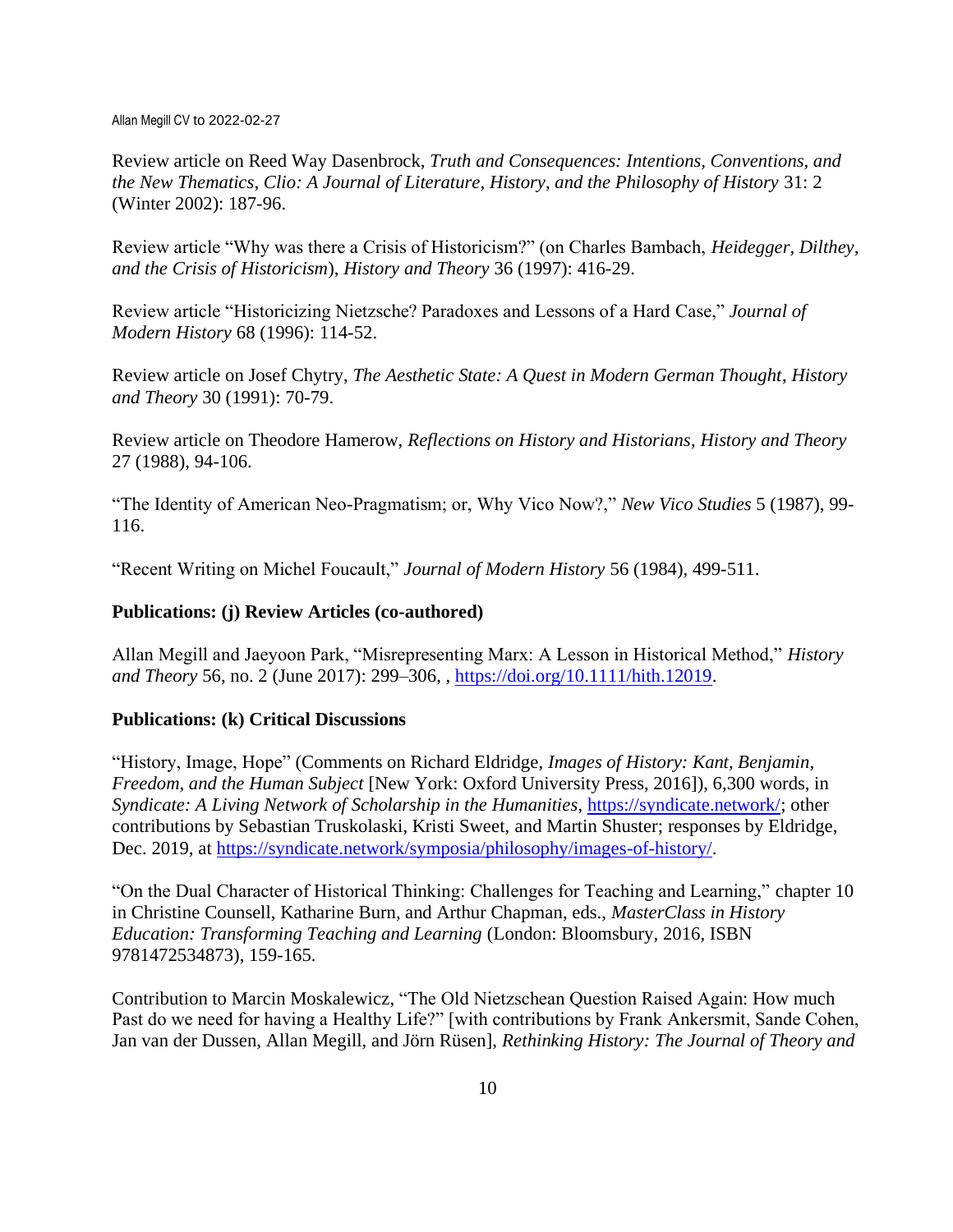Review article on Reed Way Dasenbrock, *Truth and Consequences: Intentions, Conventions, and the New Thematics*, *Clio: A Journal of Literature, History, and the Philosophy of History* 31: 2 (Winter 2002): 187-96.

Review article "Why was there a Crisis of Historicism?" (on Charles Bambach, *Heidegger, Dilthey, and the Crisis of Historicism*), *History and Theory* 36 (1997): 416-29.

Review article "Historicizing Nietzsche? Paradoxes and Lessons of a Hard Case," *Journal of Modern History* 68 (1996): 114-52.

Review article on Josef Chytry, *The Aesthetic State: A Quest in Modern German Thought*, *History and Theory* 30 (1991): 70-79.

Review article on Theodore Hamerow, *Reflections on History and Historians*, *History and Theory* 27 (1988), 94-106.

"The Identity of American Neo-Pragmatism; or, Why Vico Now?," *New Vico Studies* 5 (1987), 99-116.

"Recent Writing on Michel Foucault," *Journal of Modern History* 56 (1984), 499-511.

**Publications: (j) Review Articles (co-authored)**

Allan Megill and Jaeyoon Park, "Misrepresenting Marx: A Lesson in Historical Method," *History and Theory* 56, no. 2 (June 2017): 299–306, , https://doi.org/10.1111/hith.12019.

**Publications: (k) Critical Discussions**

"History, Image, Hope" (Comments on Richard Eldridge, *Images of History: Kant, Benjamin, Freedom, and the Human Subject* [New York: Oxford University Press, 2016]), 6,300 words, in *Syndicate: A Living Network of Scholarship in the Humanities*, https://syndicate.network/; other contributions by Sebastian Truskolaski, Kristi Sweet, and Martin Shuster; responses by Eldridge, Dec. 2019, at https://syndicate.network/symposia/philosophy/images-of-history/.

"On the Dual Character of Historical Thinking: Challenges for Teaching and Learning," chapter 10 in Christine Counsell, Katharine Burn, and Arthur Chapman, eds., *MasterClass in History Education: Transforming Teaching and Learning* (London: Bloomsbury, 2016, ISBN 9781472534873), 159-165.

Contribution to Marcin Moskalewicz, "The Old Nietzschean Question Raised Again: How much Past do we need for having a Healthy Life?" [with contributions by Frank Ankersmit, Sande Cohen, Jan van der Dussen, Allan Megill, and Jörn Rüsen], *Rethinking History: The Journal of Theory and*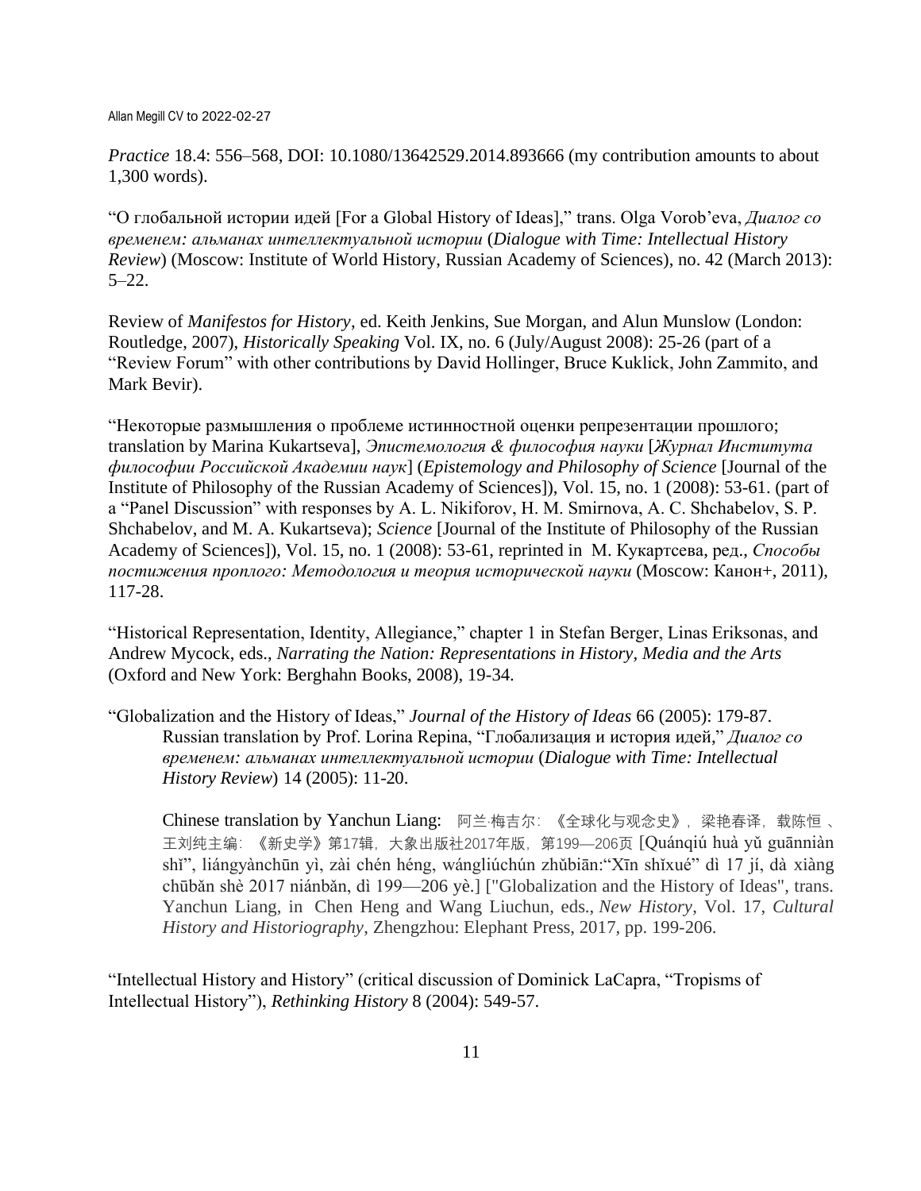*Practice* 18.4: 556–568, DOI: 10.1080/13642529.2014.893666 (my contribution amounts to about 1,300 words).

"О глобальной истории идей [For a Global History of Ideas]," trans. Olga Vorob'eva, *Диалог со временем: альманах интеллектуальной истории* (*Dialogue with Time: Intellectual History Review*) (Moscow: Institute of World History, Russian Academy of Sciences), no. 42 (March 2013): 5–22.

Review of *Manifestos for History*, ed. Keith Jenkins, Sue Morgan, and Alun Munslow (London: Routledge, 2007), *Historically Speaking* Vol. IX, no. 6 (July/August 2008): 25-26 (part of a "Review Forum" with other contributions by David Hollinger, Bruce Kuklick, John Zammito, and Mark Bevir).

"Некоторые размышления о проблеме истинностной оценки репрезентации прошлого; translation by Marina Kukartseva], *Эпистемология & философия науки* [*Журнал Института философии Российской Академии наук*] (*Epistemology and Philosophy of Science* [Journal of the Institute of Philosophy of the Russian Academy of Sciences]), Vol. 15, no. 1 (2008): 53-61. (part of a "Panel Discussion" with responses by A. L. Nikiforov, H. M. Smirnova, A. C. Shchabelov, S. P. Shchabelov, and M. A. Kukartseva); *Science* [Journal of the Institute of Philosophy of the Russian Academy of Sciences]), Vol. 15, no. 1 (2008): 53-61, reprinted in М. Кукартсева, ред., *Способы постижения проплого: Методология и теория исторической науки* (Moscow: Канон+, 2011), 117-28.

"Historical Representation, Identity, Allegiance," chapter 1 in Stefan Berger, Linas Eriksonas, and Andrew Mycock, eds., *Narrating the Nation: Representations in History, Media and the Arts* (Oxford and New York: Berghahn Books, 2008), 19-34.

"Globalization and the History of Ideas," *Journal of the History of Ideas* 66 (2005): 179-87.

> Russian translation by Prof. Lorina Repina, "Глобализация и история идей," *Диалог со временем: альманах интеллектуальной истории* (*Dialogue with Time: Intellectual History Review*) 14 (2005): 11-20.
>
> Chinese translation by Yanchun Liang: 阿兰·梅吉尔：《全球化与观念史》，梁艳春译，载陈恒、王刘纯主编：《新史学》第17辑，大象出版社2017年版，第199—206页 [Quánqiú huà yǔ guānniàn shǐ", liángyànchūn yì, zài chén héng, wángliúchún zhǔbiān:"Xīn shǐxué" dì 17 jí, dà xiàng chūbǎn shè 2017 niánbǎn, dì 199—206 yè.] ["Globalization and the History of Ideas", trans. Yanchun Liang, in Chen Heng and Wang Liuchun, eds., *New History*, Vol. 17, *Cultural History and Historiography*, Zhengzhou: Elephant Press, 2017, pp. 199-206.

"Intellectual History and History" (critical discussion of Dominick LaCapra, "Tropisms of Intellectual History"), *Rethinking History* 8 (2004): 549-57.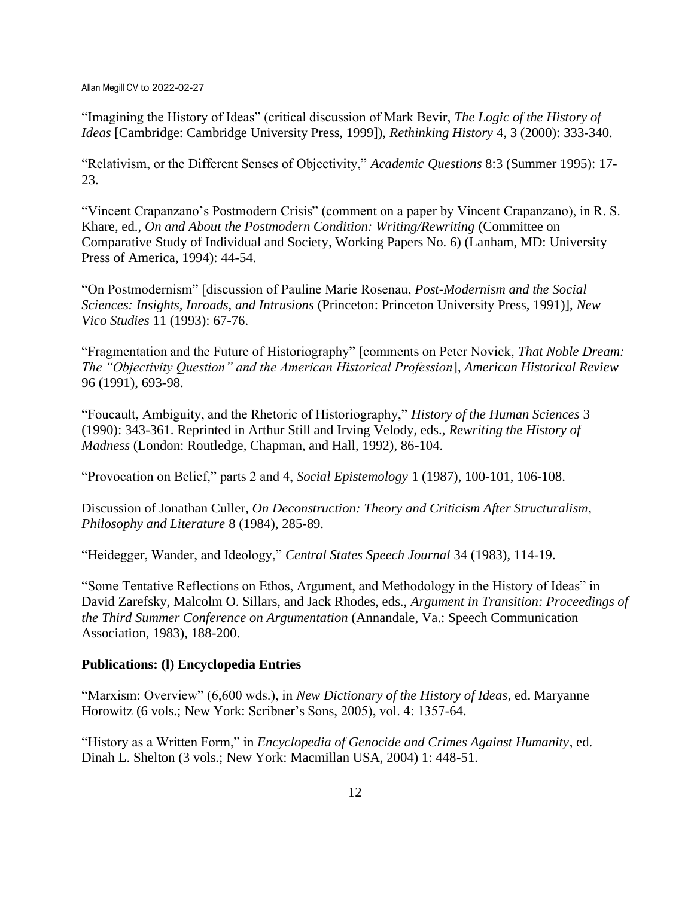"Imagining the History of Ideas" (critical discussion of Mark Bevir, *The Logic of the History of Ideas* [Cambridge: Cambridge University Press, 1999]), *Rethinking History* 4, 3 (2000): 333-340.

"Relativism, or the Different Senses of Objectivity," *Academic Questions* 8:3 (Summer 1995): 17-23.

"Vincent Crapanzano's Postmodern Crisis" (comment on a paper by Vincent Crapanzano), in R. S. Khare, ed., *On and About the Postmodern Condition: Writing/Rewriting* (Committee on Comparative Study of Individual and Society, Working Papers No. 6) (Lanham, MD: University Press of America, 1994): 44-54.

"On Postmodernism" [discussion of Pauline Marie Rosenau, *Post-Modernism and the Social Sciences: Insights, Inroads, and Intrusions* (Princeton: Princeton University Press, 1991)], *New Vico Studies* 11 (1993): 67-76.

"Fragmentation and the Future of Historiography" [comments on Peter Novick, *That Noble Dream: The "Objectivity Question" and the American Historical Profession*], *American Historical Review* 96 (1991), 693-98.

"Foucault, Ambiguity, and the Rhetoric of Historiography," *History of the Human Sciences* 3 (1990): 343-361. Reprinted in Arthur Still and Irving Velody, eds., *Rewriting the History of Madness* (London: Routledge, Chapman, and Hall, 1992), 86-104.

"Provocation on Belief," parts 2 and 4, *Social Epistemology* 1 (1987), 100-101, 106-108.

Discussion of Jonathan Culler, *On Deconstruction: Theory and Criticism After Structuralism*, *Philosophy and Literature* 8 (1984), 285-89.

"Heidegger, Wander, and Ideology," *Central States Speech Journal* 34 (1983), 114-19.

"Some Tentative Reflections on Ethos, Argument, and Methodology in the History of Ideas" in David Zarefsky, Malcolm O. Sillars, and Jack Rhodes, eds., *Argument in Transition: Proceedings of the Third Summer Conference on Argumentation* (Annandale, Va.: Speech Communication Association, 1983), 188-200.

**Publications: (l) Encyclopedia Entries**

"Marxism: Overview" (6,600 wds.), in *New Dictionary of the History of Ideas*, ed. Maryanne Horowitz (6 vols.; New York: Scribner's Sons, 2005), vol. 4: 1357-64.

"History as a Written Form," in *Encyclopedia of Genocide and Crimes Against Humanity*, ed. Dinah L. Shelton (3 vols.; New York: Macmillan USA, 2004) 1: 448-51.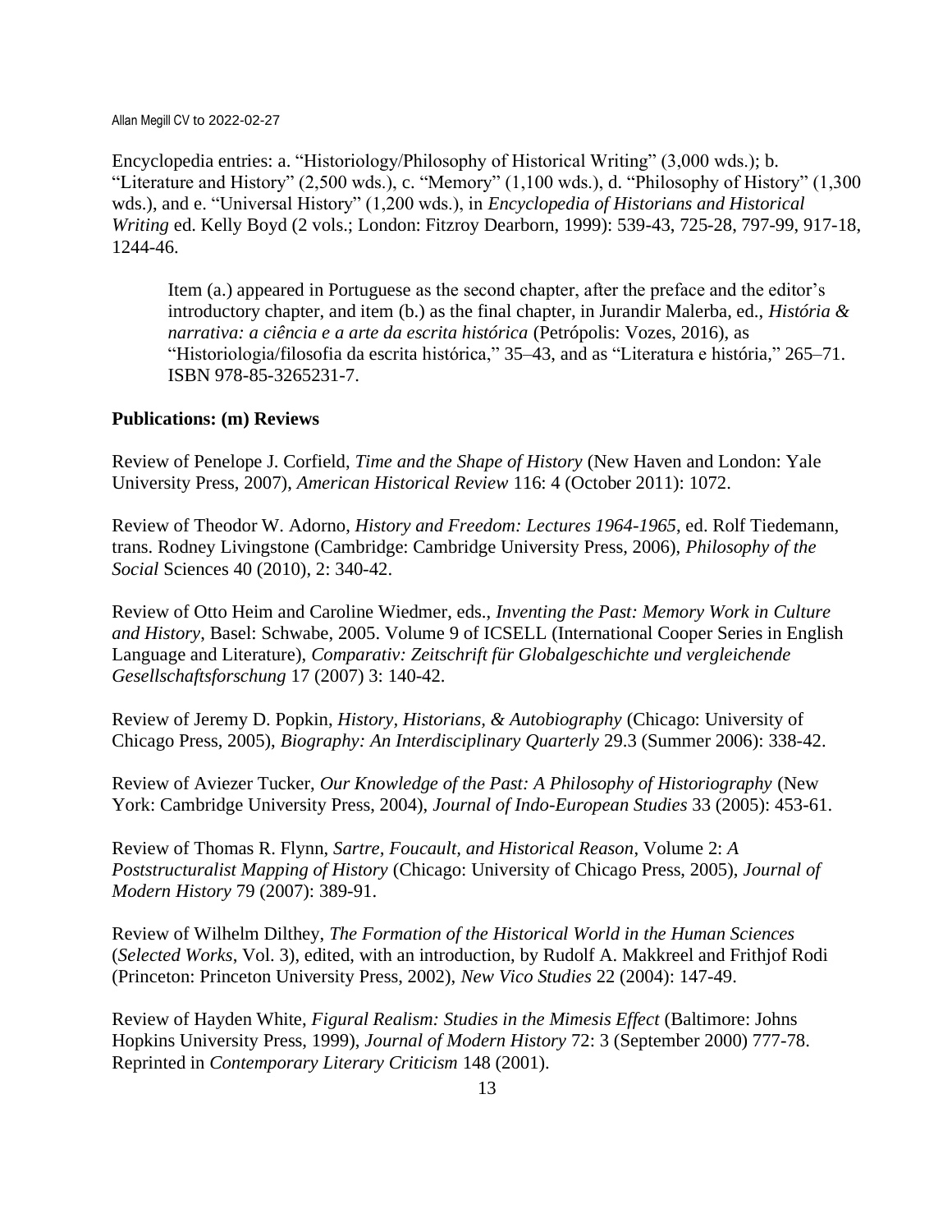Encyclopedia entries: a. “Historiology/Philosophy of Historical Writing” (3,000 wds.); b. “Literature and History” (2,500 wds.), c. “Memory” (1,100 wds.), d. “Philosophy of History” (1,300 wds.), and e. “Universal History” (1,200 wds.), in *Encyclopedia of Historians and Historical Writing* ed. Kelly Boyd (2 vols.; London: Fitzroy Dearborn, 1999): 539-43, 725-28, 797-99, 917-18, 1244-46.

> Item (a.) appeared in Portuguese as the second chapter, after the preface and the editor’s introductory chapter, and item (b.) as the final chapter, in Jurandir Malerba, ed., *História & narrativa: a ciência e a arte da escrita histórica* (Petrópolis: Vozes, 2016), as “Historiologia/filosofia da escrita histórica,” 35–43, and as “Literatura e história,” 265–71. ISBN 978-85-3265231-7.

**Publications: (m) Reviews**

Review of Penelope J. Corfield, *Time and the Shape of History* (New Haven and London: Yale University Press, 2007), *American Historical Review* 116: 4 (October 2011): 1072.

Review of Theodor W. Adorno, *History and Freedom: Lectures 1964-1965*, ed. Rolf Tiedemann, trans. Rodney Livingstone (Cambridge: Cambridge University Press, 2006), *Philosophy of the Social* Sciences 40 (2010), 2: 340-42.

Review of Otto Heim and Caroline Wiedmer, eds., *Inventing the Past: Memory Work in Culture and History*, Basel: Schwabe, 2005. Volume 9 of ICSELL (International Cooper Series in English Language and Literature), *Comparativ: Zeitschrift für Globalgeschichte und vergleichende Gesellschaftsforschung* 17 (2007) 3: 140-42.

Review of Jeremy D. Popkin, *History, Historians, & Autobiography* (Chicago: University of Chicago Press, 2005), *Biography: An Interdisciplinary Quarterly* 29.3 (Summer 2006): 338-42.

Review of Aviezer Tucker, *Our Knowledge of the Past: A Philosophy of Historiography* (New York: Cambridge University Press, 2004), *Journal of Indo-European Studies* 33 (2005): 453-61.

Review of Thomas R. Flynn, *Sartre, Foucault, and Historical Reason*, Volume 2: *A Poststructuralist Mapping of History* (Chicago: University of Chicago Press, 2005), *Journal of Modern History* 79 (2007): 389-91.

Review of Wilhelm Dilthey, *The Formation of the Historical World in the Human Sciences* (*Selected Works*, Vol. 3), edited, with an introduction, by Rudolf A. Makkreel and Frithjof Rodi (Princeton: Princeton University Press, 2002), *New Vico Studies* 22 (2004): 147-49.

Review of Hayden White, *Figural Realism: Studies in the Mimesis Effect* (Baltimore: Johns Hopkins University Press, 1999), *Journal of Modern History* 72: 3 (September 2000) 777-78. Reprinted in *Contemporary Literary Criticism* 148 (2001).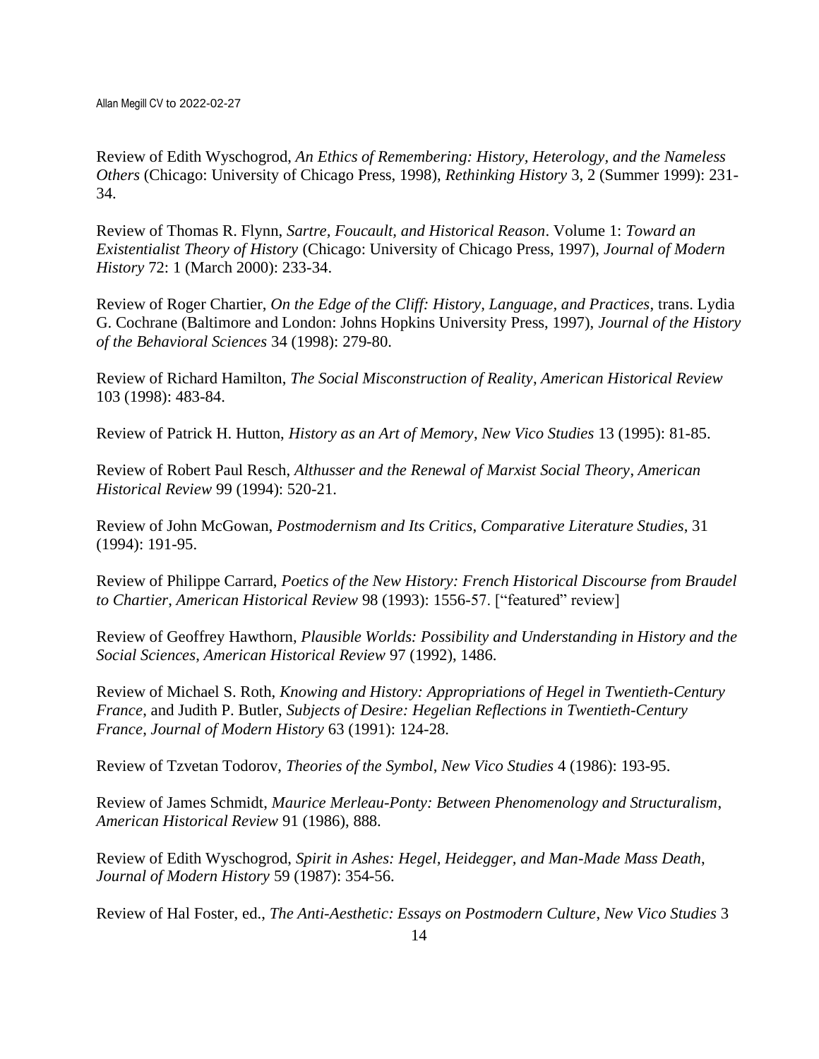Review of Edith Wyschogrod, *An Ethics of Remembering: History, Heterology, and the Nameless Others* (Chicago: University of Chicago Press, 1998), *Rethinking History* 3, 2 (Summer 1999): 231-34.

Review of Thomas R. Flynn, *Sartre, Foucault, and Historical Reason*. Volume 1: *Toward an Existentialist Theory of History* (Chicago: University of Chicago Press, 1997), *Journal of Modern History* 72: 1 (March 2000): 233-34.

Review of Roger Chartier, *On the Edge of the Cliff: History, Language, and Practices*, trans. Lydia G. Cochrane (Baltimore and London: Johns Hopkins University Press, 1997), *Journal of the History of the Behavioral Sciences* 34 (1998): 279-80.

Review of Richard Hamilton, *The Social Misconstruction of Reality*, *American Historical Review* 103 (1998): 483-84.

Review of Patrick H. Hutton, *History as an Art of Memory*, *New Vico Studies* 13 (1995): 81-85.

Review of Robert Paul Resch, *Althusser and the Renewal of Marxist Social Theory*, *American Historical Review* 99 (1994): 520-21.

Review of John McGowan, *Postmodernism and Its Critics*, *Comparative Literature Studies*, 31 (1994): 191-95.

Review of Philippe Carrard, *Poetics of the New History: French Historical Discourse from Braudel to Chartier*, *American Historical Review* 98 (1993): 1556-57. ["featured" review]

Review of Geoffrey Hawthorn, *Plausible Worlds: Possibility and Understanding in History and the Social Sciences*, *American Historical Review* 97 (1992), 1486.

Review of Michael S. Roth, *Knowing and History: Appropriations of Hegel in Twentieth-Century France*, and Judith P. Butler, *Subjects of Desire: Hegelian Reflections in Twentieth-Century France*, *Journal of Modern History* 63 (1991): 124-28.

Review of Tzvetan Todorov, *Theories of the Symbol*, *New Vico Studies* 4 (1986): 193-95.

Review of James Schmidt, *Maurice Merleau-Ponty: Between Phenomenology and Structuralism*, *American Historical Review* 91 (1986), 888.

Review of Edith Wyschogrod, *Spirit in Ashes: Hegel, Heidegger, and Man-Made Mass Death*, *Journal of Modern History* 59 (1987): 354-56.

Review of Hal Foster, ed., *The Anti-Aesthetic: Essays on Postmodern Culture*, *New Vico Studies* 3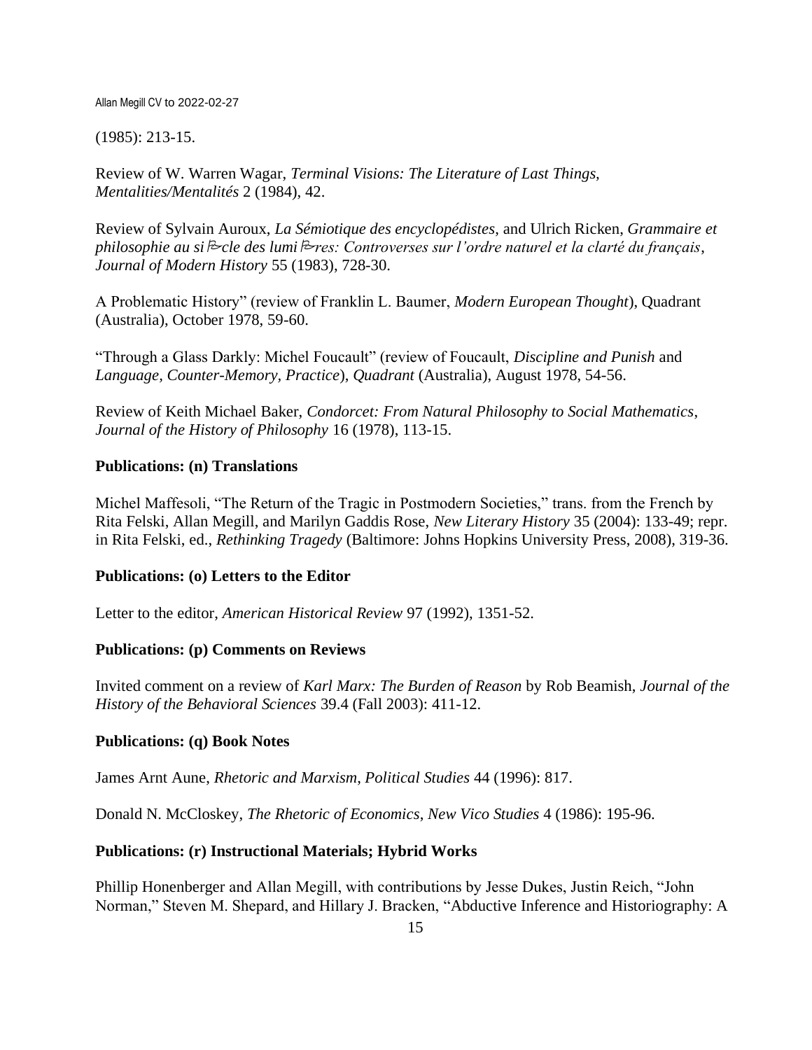(1985): 213-15.

Review of W. Warren Wagar, *Terminal Visions: The Literature of Last Things, Mentalities/Mentalités* 2 (1984), 42.

Review of Sylvain Auroux, *La Sémiotique des encyclopédistes*, and Ulrich Ricken, *Grammaire et philosophie au siècle des lumières: Controverses sur l'ordre naturel et la clarté du français*, *Journal of Modern History* 55 (1983), 728-30.

A Problematic History" (review of Franklin L. Baumer, *Modern European Thought*), Quadrant (Australia), October 1978, 59-60.

"Through a Glass Darkly: Michel Foucault" (review of Foucault, *Discipline and Punish* and *Language, Counter-Memory, Practice*), *Quadrant* (Australia), August 1978, 54-56.

Review of Keith Michael Baker, *Condorcet: From Natural Philosophy to Social Mathematics*, *Journal of the History of Philosophy* 16 (1978), 113-15.

**Publications: (n) Translations**

Michel Maffesoli, "The Return of the Tragic in Postmodern Societies," trans. from the French by Rita Felski, Allan Megill, and Marilyn Gaddis Rose, *New Literary History* 35 (2004): 133-49; repr. in Rita Felski, ed., *Rethinking Tragedy* (Baltimore: Johns Hopkins University Press, 2008), 319-36.

**Publications: (o) Letters to the Editor**

Letter to the editor, *American Historical Review* 97 (1992), 1351-52.

**Publications: (p) Comments on Reviews**

Invited comment on a review of *Karl Marx: The Burden of Reason* by Rob Beamish, *Journal of the History of the Behavioral Sciences* 39.4 (Fall 2003): 411-12.

**Publications: (q) Book Notes**

James Arnt Aune, *Rhetoric and Marxism*, *Political Studies* 44 (1996): 817.

Donald N. McCloskey, *The Rhetoric of Economics*, *New Vico Studies* 4 (1986): 195-96.

**Publications: (r) Instructional Materials; Hybrid Works**

Phillip Honenberger and Allan Megill, with contributions by Jesse Dukes, Justin Reich, "John Norman," Steven M. Shepard, and Hillary J. Bracken, "Abductive Inference and Historiography: A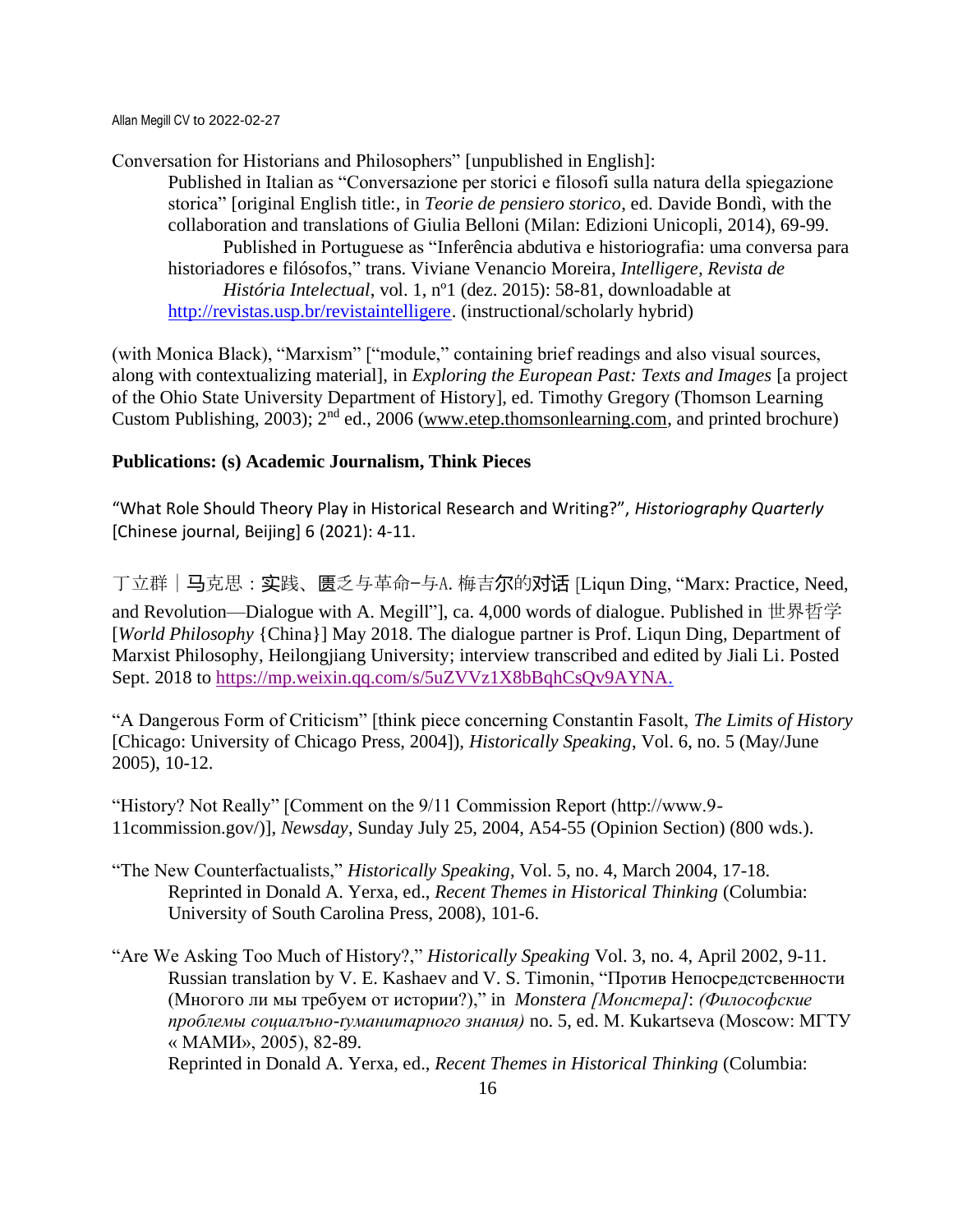Conversation for Historians and Philosophers" [unpublished in English]:

Published in Italian as "Conversazione per storici e filosofi sulla natura della spiegazione storica" [original English title:, in *Teorie de pensiero storico*, ed. Davide Bondì, with the collaboration and translations of Giulia Belloni (Milan: Edizioni Unicopli, 2014), 69-99.

Published in Portuguese as "Inferência abdutiva e historiografia: uma conversa para historiadores e filósofos," trans. Viviane Venancio Moreira, *Intelligere*, *Revista de História Intelectual*, vol. 1, nº1 (dez. 2015): 58-81, downloadable at http://revistas.usp.br/revistaintelligere. (instructional/scholarly hybrid)

(with Monica Black), "Marxism" ["module," containing brief readings and also visual sources, along with contextualizing material], in *Exploring the European Past: Texts and Images* [a project of the Ohio State University Department of History], ed. Timothy Gregory (Thomson Learning Custom Publishing, 2003); 2nd ed., 2006 (www.etep.thomsonlearning.com, and printed brochure)

**Publications: (s) Academic Journalism, Think Pieces**

"What Role Should Theory Play in Historical Research and Writing?", *Historiography Quarterly* [Chinese journal, Beijing] 6 (2021): 4-11.

丁立群｜马克思：实践、匮乏与革命–与A. 梅吉尔的对话 [Liqun Ding, "Marx: Practice, Need, and Revolution—Dialogue with A. Megill"], ca. 4,000 words of dialogue. Published in 世界哲学 [*World Philosophy* {China}] May 2018. The dialogue partner is Prof. Liqun Ding, Department of Marxist Philosophy, Heilongjiang University; interview transcribed and edited by Jiali Li. Posted Sept. 2018 to https://mp.weixin.qq.com/s/5uZVVz1X8bBqhCsQv9AYNA.

"A Dangerous Form of Criticism" [think piece concerning Constantin Fasolt, *The Limits of History* [Chicago: University of Chicago Press, 2004]), *Historically Speaking*, Vol. 6, no. 5 (May/June 2005), 10-12.

"History? Not Really" [Comment on the 9/11 Commission Report (http://www.9-11commission.gov/)], *Newsday*, Sunday July 25, 2004, A54-55 (Opinion Section) (800 wds.).

"The New Counterfactualists," *Historically Speaking*, Vol. 5, no. 4, March 2004, 17-18.
Reprinted in Donald A. Yerxa, ed., *Recent Themes in Historical Thinking* (Columbia: University of South Carolina Press, 2008), 101-6.

"Are We Asking Too Much of History?," *Historically Speaking* Vol. 3, no. 4, April 2002, 9-11.
Russian translation by V. E. Kashaev and V. S. Timonin, "Против Непосредстсвенности (Многого ли мы требуем от истории?)," in *Monstera [Монстера]*: *(Философские проблемы социалъно-гуманитарного знания)* no. 5, ed. M. Kukartseva (Moscow: МГТУ « МАМИ», 2005), 82-89.
Reprinted in Donald A. Yerxa, ed., *Recent Themes in Historical Thinking* (Columbia: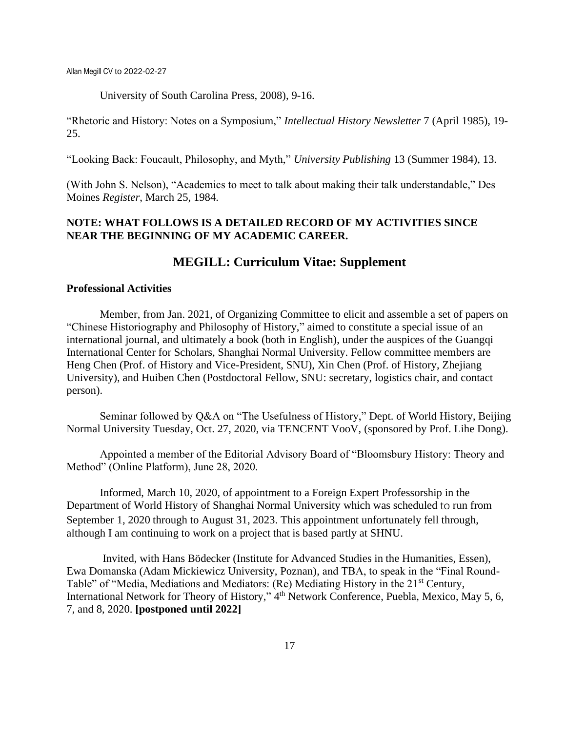University of South Carolina Press, 2008), 9-16.

"Rhetoric and History: Notes on a Symposium," *Intellectual History Newsletter* 7 (April 1985), 19-25.

"Looking Back: Foucault, Philosophy, and Myth," *University Publishing* 13 (Summer 1984), 13.

(With John S. Nelson), "Academics to meet to talk about making their talk understandable," Des Moines *Register*, March 25, 1984.

**NOTE: WHAT FOLLOWS IS A DETAILED RECORD OF MY ACTIVITIES SINCE NEAR THE BEGINNING OF MY ACADEMIC CAREER.**

## MEGILL: Curriculum Vitae: Supplement

### Professional Activities

Member, from Jan. 2021, of Organizing Committee to elicit and assemble a set of papers on "Chinese Historiography and Philosophy of History," aimed to constitute a special issue of an international journal, and ultimately a book (both in English), under the auspices of the Guangqi International Center for Scholars, Shanghai Normal University. Fellow committee members are Heng Chen (Prof. of History and Vice-President, SNU), Xin Chen (Prof. of History, Zhejiang University), and Huiben Chen (Postdoctoral Fellow, SNU: secretary, logistics chair, and contact person).

Seminar followed by Q&A on "The Usefulness of History," Dept. of World History, Beijing Normal University Tuesday, Oct. 27, 2020, via TENCENT VooV, (sponsored by Prof. Lihe Dong).

Appointed a member of the Editorial Advisory Board of "Bloomsbury History: Theory and Method" (Online Platform), June 28, 2020.

Informed, March 10, 2020, of appointment to a Foreign Expert Professorship in the Department of World History of Shanghai Normal University which was scheduled to run from September 1, 2020 through to August 31, 2023. This appointment unfortunately fell through, although I am continuing to work on a project that is based partly at SHNU.

Invited, with Hans Bödecker (Institute for Advanced Studies in the Humanities, Essen), Ewa Domanska (Adam Mickiewicz University, Poznan), and TBA, to speak in the "Final Round-Table" of "Media, Mediations and Mediators: (Re) Mediating History in the 21st Century, International Network for Theory of History," 4th Network Conference, Puebla, Mexico, May 5, 6, 7, and 8, 2020. **[postponed until 2022]**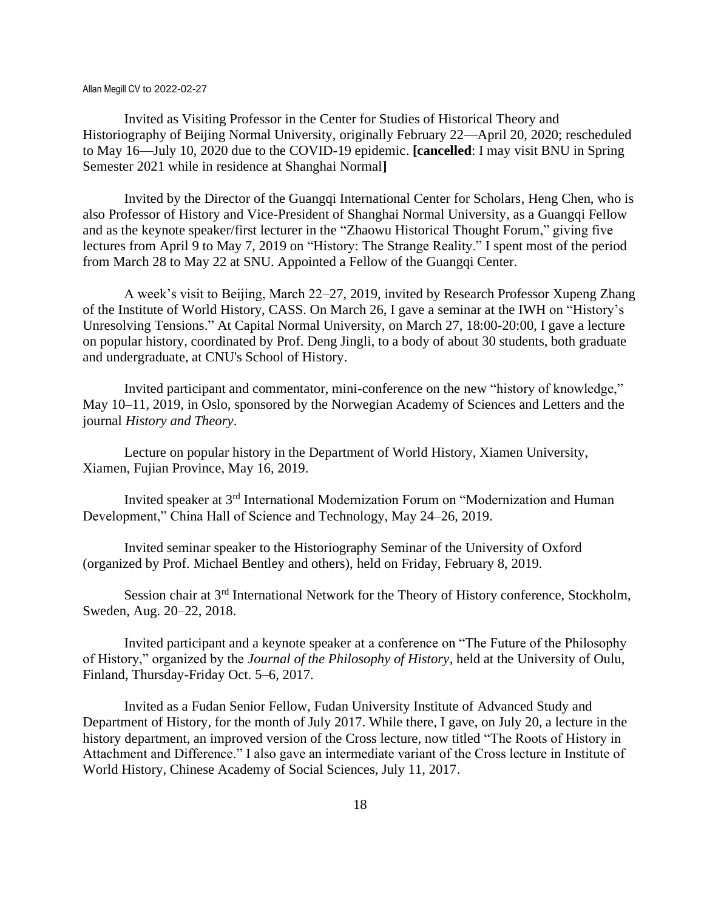Invited as Visiting Professor in the Center for Studies of Historical Theory and Historiography of Beijing Normal University, originally February 22—April 20, 2020; rescheduled to May 16—July 10, 2020 due to the COVID-19 epidemic. **[cancelled**: I may visit BNU in Spring Semester 2021 while in residence at Shanghai Normal**]**

Invited by the Director of the Guangqi International Center for Scholars, Heng Chen, who is also Professor of History and Vice-President of Shanghai Normal University, as a Guangqi Fellow and as the keynote speaker/first lecturer in the "Zhaowu Historical Thought Forum," giving five lectures from April 9 to May 7, 2019 on "History: The Strange Reality." I spent most of the period from March 28 to May 22 at SNU. Appointed a Fellow of the Guangqi Center.

A week's visit to Beijing, March 22–27, 2019, invited by Research Professor Xupeng Zhang of the Institute of World History, CASS. On March 26, I gave a seminar at the IWH on "History's Unresolving Tensions." At Capital Normal University, on March 27, 18:00-20:00, I gave a lecture on popular history, coordinated by Prof. Deng Jingli, to a body of about 30 students, both graduate and undergraduate, at CNU's School of History.

Invited participant and commentator, mini-conference on the new "history of knowledge," May 10–11, 2019, in Oslo, sponsored by the Norwegian Academy of Sciences and Letters and the journal *History and Theory*.

Lecture on popular history in the Department of World History, Xiamen University, Xiamen, Fujian Province, May 16, 2019.

Invited speaker at 3rd International Modernization Forum on "Modernization and Human Development," China Hall of Science and Technology, May 24–26, 2019.

Invited seminar speaker to the Historiography Seminar of the University of Oxford (organized by Prof. Michael Bentley and others), held on Friday, February 8, 2019.

Session chair at 3rd International Network for the Theory of History conference, Stockholm, Sweden, Aug. 20–22, 2018.

Invited participant and a keynote speaker at a conference on "The Future of the Philosophy of History," organized by the *Journal of the Philosophy of History*, held at the University of Oulu, Finland, Thursday-Friday Oct. 5–6, 2017.

Invited as a Fudan Senior Fellow, Fudan University Institute of Advanced Study and Department of History, for the month of July 2017. While there, I gave, on July 20, a lecture in the history department, an improved version of the Cross lecture, now titled "The Roots of History in Attachment and Difference." I also gave an intermediate variant of the Cross lecture in Institute of World History, Chinese Academy of Social Sciences, July 11, 2017.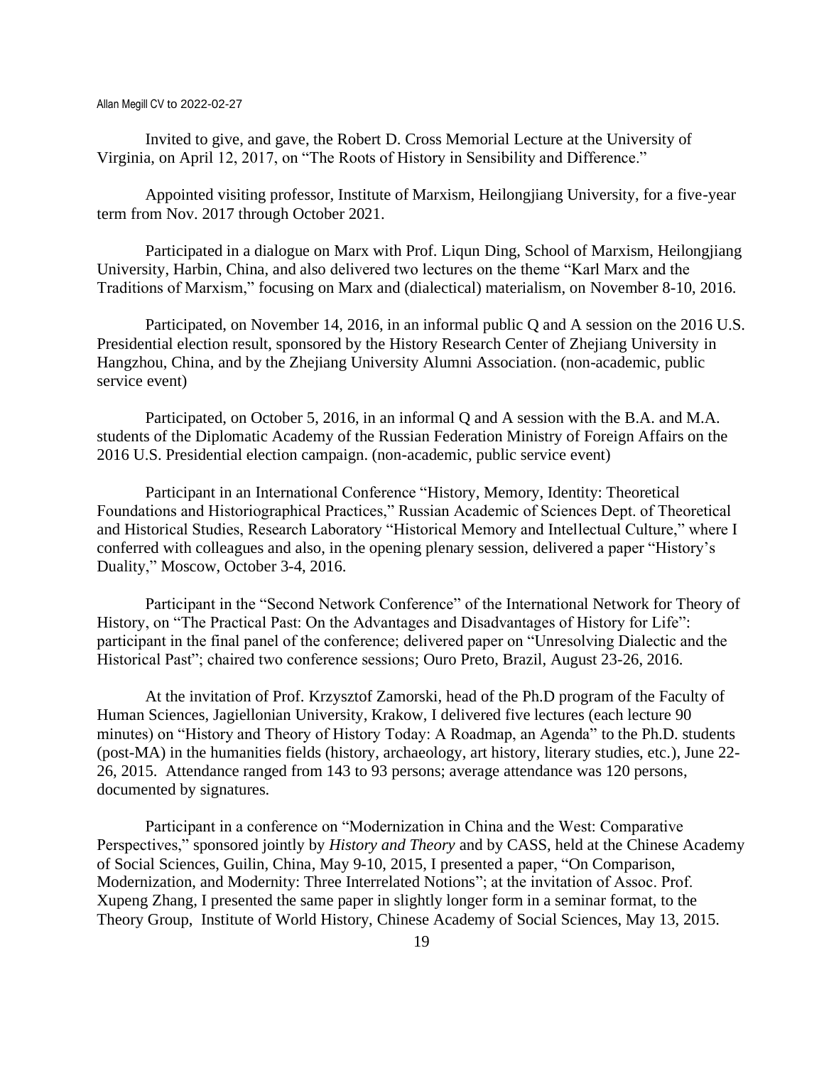Invited to give, and gave, the Robert D. Cross Memorial Lecture at the University of Virginia, on April 12, 2017, on "The Roots of History in Sensibility and Difference."

Appointed visiting professor, Institute of Marxism, Heilongjiang University, for a five-year term from Nov. 2017 through October 2021.

Participated in a dialogue on Marx with Prof. Liqun Ding, School of Marxism, Heilongjiang University, Harbin, China, and also delivered two lectures on the theme "Karl Marx and the Traditions of Marxism," focusing on Marx and (dialectical) materialism, on November 8-10, 2016.

Participated, on November 14, 2016, in an informal public Q and A session on the 2016 U.S. Presidential election result, sponsored by the History Research Center of Zhejiang University in Hangzhou, China, and by the Zhejiang University Alumni Association. (non-academic, public service event)

Participated, on October 5, 2016, in an informal Q and A session with the B.A. and M.A. students of the Diplomatic Academy of the Russian Federation Ministry of Foreign Affairs on the 2016 U.S. Presidential election campaign. (non-academic, public service event)

Participant in an International Conference "History, Memory, Identity: Theoretical Foundations and Historiographical Practices," Russian Academic of Sciences Dept. of Theoretical and Historical Studies, Research Laboratory "Historical Memory and Intellectual Culture," where I conferred with colleagues and also, in the opening plenary session, delivered a paper "History's Duality," Moscow, October 3-4, 2016.

Participant in the "Second Network Conference" of the International Network for Theory of History, on "The Practical Past: On the Advantages and Disadvantages of History for Life": participant in the final panel of the conference; delivered paper on "Unresolving Dialectic and the Historical Past"; chaired two conference sessions; Ouro Preto, Brazil, August 23-26, 2016.

At the invitation of Prof. Krzysztof Zamorski, head of the Ph.D program of the Faculty of Human Sciences, Jagiellonian University, Krakow, I delivered five lectures (each lecture 90 minutes) on "History and Theory of History Today: A Roadmap, an Agenda" to the Ph.D. students (post-MA) in the humanities fields (history, archaeology, art history, literary studies, etc.), June 22-26, 2015. Attendance ranged from 143 to 93 persons; average attendance was 120 persons, documented by signatures.

Participant in a conference on "Modernization in China and the West: Comparative Perspectives," sponsored jointly by *History and Theory* and by CASS, held at the Chinese Academy of Social Sciences, Guilin, China, May 9-10, 2015, I presented a paper, "On Comparison, Modernization, and Modernity: Three Interrelated Notions"; at the invitation of Assoc. Prof. Xupeng Zhang, I presented the same paper in slightly longer form in a seminar format, to the Theory Group, Institute of World History, Chinese Academy of Social Sciences, May 13, 2015.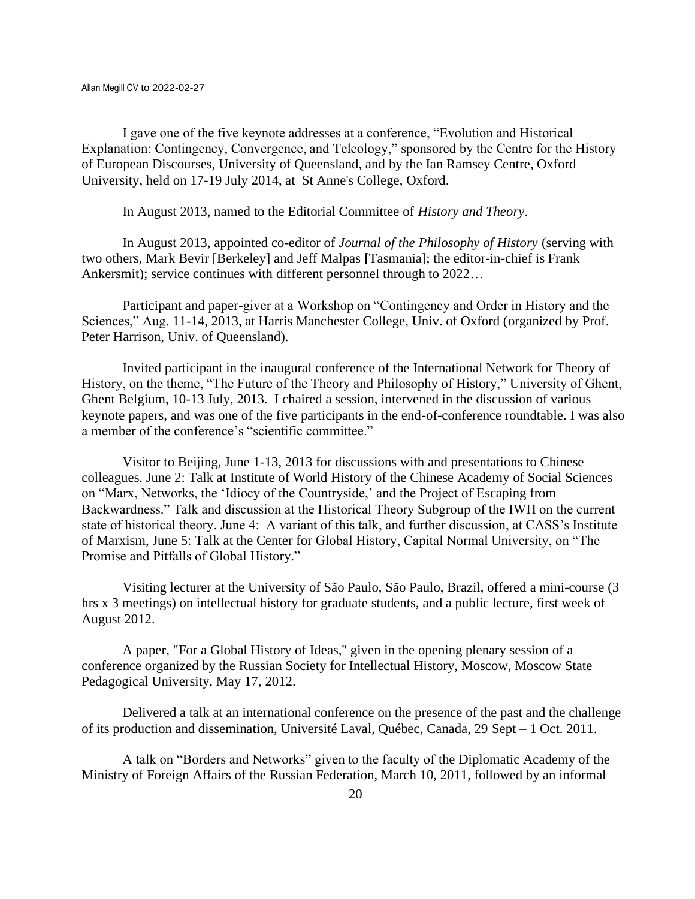I gave one of the five keynote addresses at a conference, "Evolution and Historical Explanation: Contingency, Convergence, and Teleology," sponsored by the Centre for the History of European Discourses, University of Queensland, and by the Ian Ramsey Centre, Oxford University, held on 17-19 July 2014, at St Anne's College, Oxford.

In August 2013, named to the Editorial Committee of *History and Theory*.

In August 2013, appointed co-editor of *Journal of the Philosophy of History* (serving with two others, Mark Bevir [Berkeley] and Jeff Malpas **[**Tasmania]; the editor-in-chief is Frank Ankersmit); service continues with different personnel through to 2022…

Participant and paper-giver at a Workshop on "Contingency and Order in History and the Sciences," Aug. 11-14, 2013, at Harris Manchester College, Univ. of Oxford (organized by Prof. Peter Harrison, Univ. of Queensland).

Invited participant in the inaugural conference of the International Network for Theory of History, on the theme, "The Future of the Theory and Philosophy of History," University of Ghent, Ghent Belgium, 10-13 July, 2013. I chaired a session, intervened in the discussion of various keynote papers, and was one of the five participants in the end-of-conference roundtable. I was also a member of the conference's "scientific committee."

Visitor to Beijing, June 1-13, 2013 for discussions with and presentations to Chinese colleagues. June 2: Talk at Institute of World History of the Chinese Academy of Social Sciences on "Marx, Networks, the 'Idiocy of the Countryside,' and the Project of Escaping from Backwardness." Talk and discussion at the Historical Theory Subgroup of the IWH on the current state of historical theory. June 4: A variant of this talk, and further discussion, at CASS's Institute of Marxism, June 5: Talk at the Center for Global History, Capital Normal University, on "The Promise and Pitfalls of Global History."

Visiting lecturer at the University of São Paulo, São Paulo, Brazil, offered a mini-course (3 hrs x 3 meetings) on intellectual history for graduate students, and a public lecture, first week of August 2012.

A paper, "For a Global History of Ideas," given in the opening plenary session of a conference organized by the Russian Society for Intellectual History, Moscow, Moscow State Pedagogical University, May 17, 2012.

Delivered a talk at an international conference on the presence of the past and the challenge of its production and dissemination, Université Laval, Québec, Canada, 29 Sept – 1 Oct. 2011.

A talk on "Borders and Networks" given to the faculty of the Diplomatic Academy of the Ministry of Foreign Affairs of the Russian Federation, March 10, 2011, followed by an informal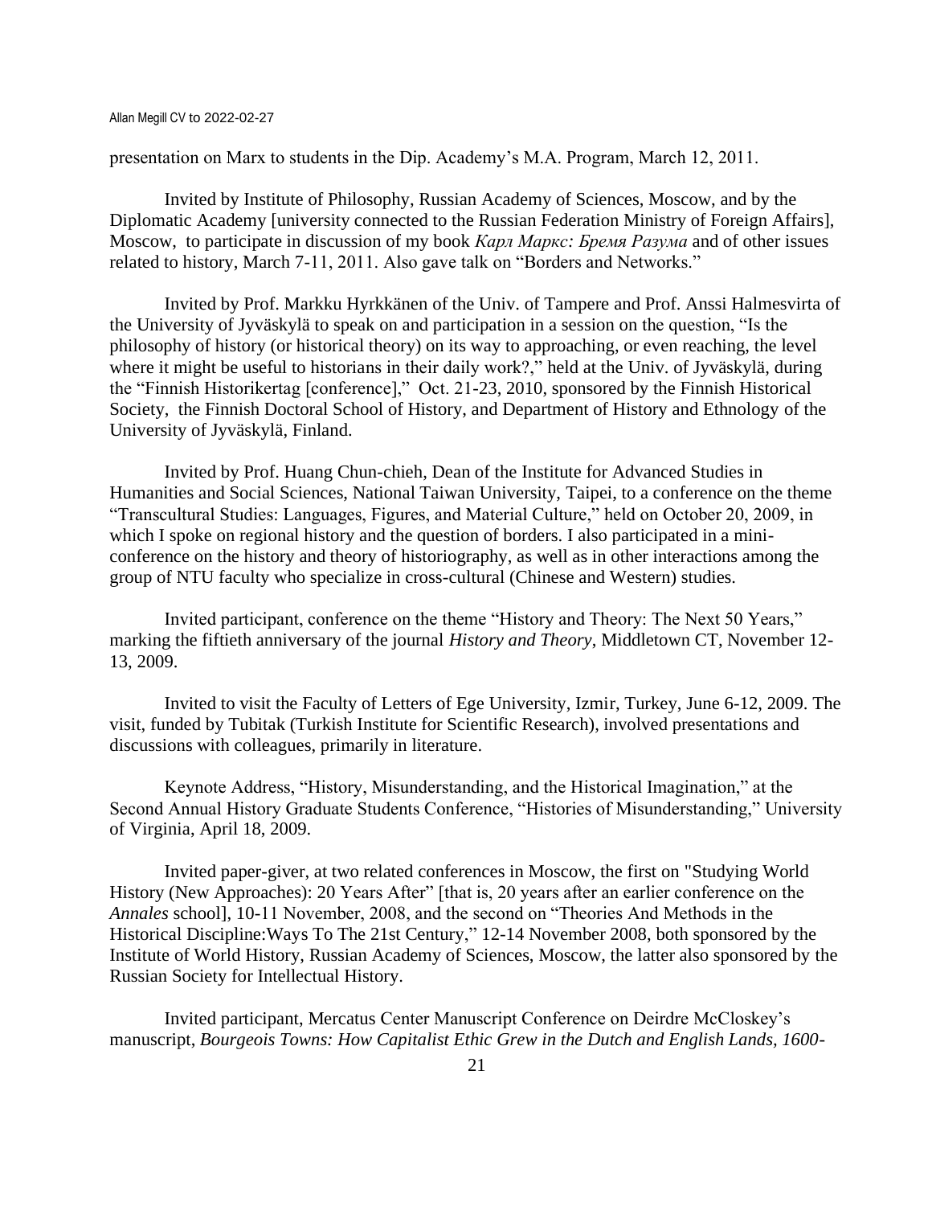presentation on Marx to students in the Dip. Academy's M.A. Program, March 12, 2011.

Invited by Institute of Philosophy, Russian Academy of Sciences, Moscow, and by the Diplomatic Academy [university connected to the Russian Federation Ministry of Foreign Affairs], Moscow, to participate in discussion of my book *Карл Маркс: Бремя Разума* and of other issues related to history, March 7-11, 2011. Also gave talk on "Borders and Networks."

Invited by Prof. Markku Hyrkkänen of the Univ. of Tampere and Prof. Anssi Halmesvirta of the University of Jyväskylä to speak on and participation in a session on the question, "Is the philosophy of history (or historical theory) on its way to approaching, or even reaching, the level where it might be useful to historians in their daily work?," held at the Univ. of Jyväskylä, during the "Finnish Historikertag [conference]," Oct. 21-23, 2010, sponsored by the Finnish Historical Society, the Finnish Doctoral School of History, and Department of History and Ethnology of the University of Jyväskylä, Finland.

Invited by Prof. Huang Chun-chieh, Dean of the Institute for Advanced Studies in Humanities and Social Sciences, National Taiwan University, Taipei, to a conference on the theme "Transcultural Studies: Languages, Figures, and Material Culture," held on October 20, 2009, in which I spoke on regional history and the question of borders. I also participated in a mini-conference on the history and theory of historiography, as well as in other interactions among the group of NTU faculty who specialize in cross-cultural (Chinese and Western) studies.

Invited participant, conference on the theme "History and Theory: The Next 50 Years," marking the fiftieth anniversary of the journal *History and Theory*, Middletown CT, November 12-13, 2009.

Invited to visit the Faculty of Letters of Ege University, Izmir, Turkey, June 6-12, 2009. The visit, funded by Tubitak (Turkish Institute for Scientific Research), involved presentations and discussions with colleagues, primarily in literature.

Keynote Address, "History, Misunderstanding, and the Historical Imagination," at the Second Annual History Graduate Students Conference, "Histories of Misunderstanding," University of Virginia, April 18, 2009.

Invited paper-giver, at two related conferences in Moscow, the first on "Studying World History (New Approaches): 20 Years After" [that is, 20 years after an earlier conference on the *Annales* school], 10-11 November, 2008, and the second on "Theories And Methods in the Historical Discipline:Ways To The 21st Century," 12-14 November 2008, both sponsored by the Institute of World History, Russian Academy of Sciences, Moscow, the latter also sponsored by the Russian Society for Intellectual History.

Invited participant, Mercatus Center Manuscript Conference on Deirdre McCloskey's manuscript, *Bourgeois Towns: How Capitalist Ethic Grew in the Dutch and English Lands, 1600-*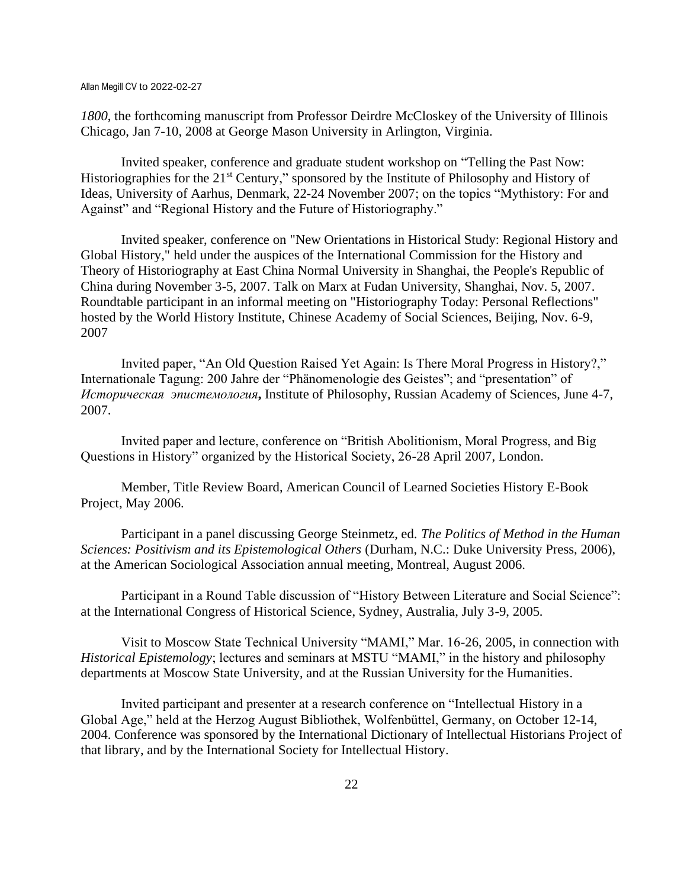*1800*, the forthcoming manuscript from Professor Deirdre McCloskey of the University of Illinois Chicago, Jan 7-10, 2008 at George Mason University in Arlington, Virginia.

Invited speaker, conference and graduate student workshop on "Telling the Past Now: Historiographies for the 21st Century," sponsored by the Institute of Philosophy and History of Ideas, University of Aarhus, Denmark, 22-24 November 2007; on the topics "Mythistory: For and Against" and "Regional History and the Future of Historiography."

Invited speaker, conference on "New Orientations in Historical Study: Regional History and Global History," held under the auspices of the International Commission for the History and Theory of Historiography at East China Normal University in Shanghai, the People's Republic of China during November 3-5, 2007. Talk on Marx at Fudan University, Shanghai, Nov. 5, 2007. Roundtable participant in an informal meeting on "Historiography Today: Personal Reflections" hosted by the World History Institute, Chinese Academy of Social Sciences, Beijing, Nov. 6-9, 2007

Invited paper, "An Old Question Raised Yet Again: Is There Moral Progress in History?," Internationale Tagung: 200 Jahre der "Phänomenologie des Geistes"; and "presentation" of *Историческая эпистемология*, Institute of Philosophy, Russian Academy of Sciences, June 4-7, 2007.

Invited paper and lecture, conference on "British Abolitionism, Moral Progress, and Big Questions in History" organized by the Historical Society, 26-28 April 2007, London.

Member, Title Review Board, American Council of Learned Societies History E-Book Project, May 2006.

Participant in a panel discussing George Steinmetz, ed. *The Politics of Method in the Human Sciences: Positivism and its Epistemological Others* (Durham, N.C.: Duke University Press, 2006), at the American Sociological Association annual meeting, Montreal, August 2006.

Participant in a Round Table discussion of "History Between Literature and Social Science": at the International Congress of Historical Science, Sydney, Australia, July 3-9, 2005.

Visit to Moscow State Technical University "MAMI," Mar. 16-26, 2005, in connection with *Historical Epistemology*; lectures and seminars at MSTU "MAMI," in the history and philosophy departments at Moscow State University, and at the Russian University for the Humanities.

Invited participant and presenter at a research conference on "Intellectual History in a Global Age," held at the Herzog August Bibliothek, Wolfenbüttel, Germany, on October 12-14, 2004. Conference was sponsored by the International Dictionary of Intellectual Historians Project of that library, and by the International Society for Intellectual History.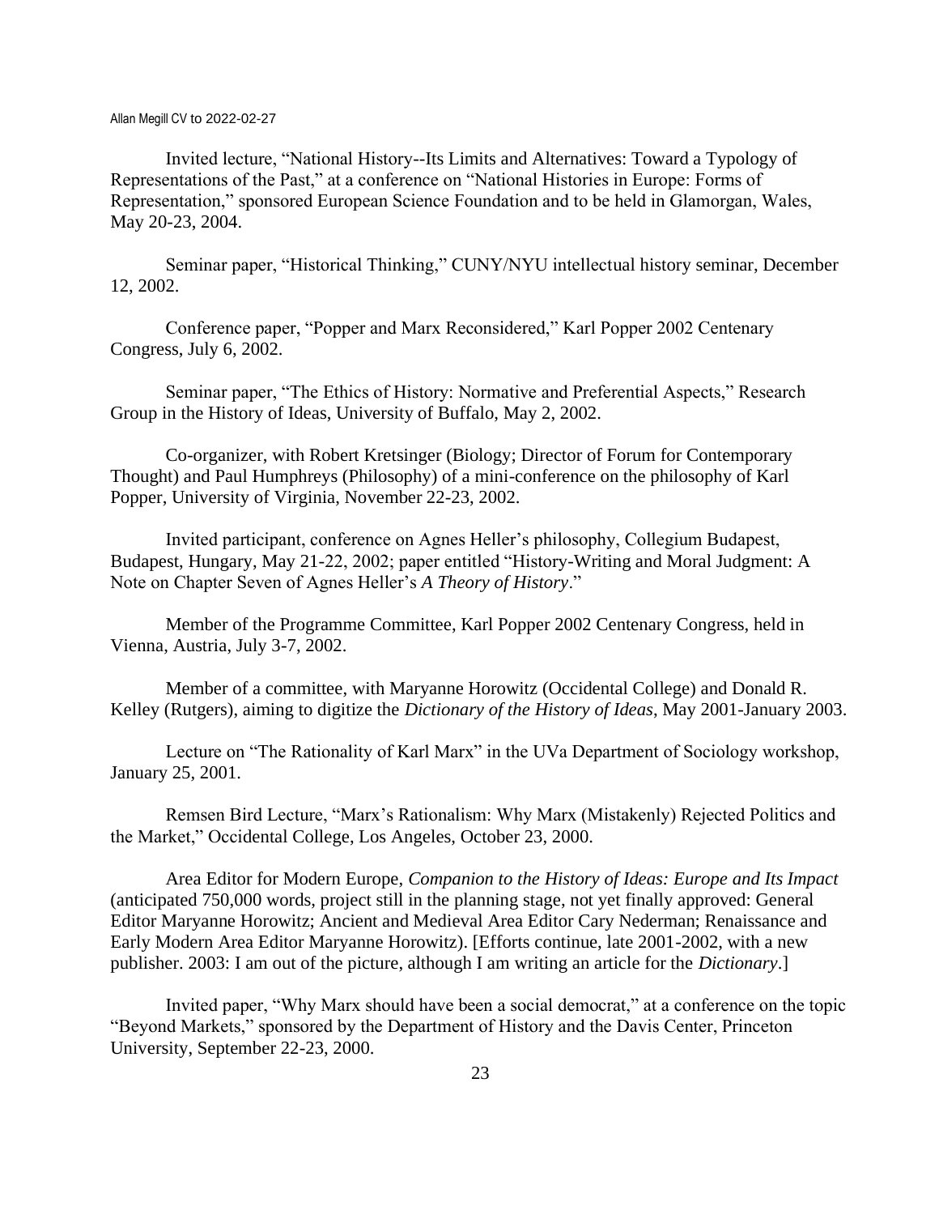Invited lecture, “National History--Its Limits and Alternatives: Toward a Typology of Representations of the Past,” at a conference on “National Histories in Europe: Forms of Representation,” sponsored European Science Foundation and to be held in Glamorgan, Wales, May 20-23, 2004.

Seminar paper, “Historical Thinking,” CUNY/NYU intellectual history seminar, December 12, 2002.

Conference paper, “Popper and Marx Reconsidered,” Karl Popper 2002 Centenary Congress, July 6, 2002.

Seminar paper, “The Ethics of History: Normative and Preferential Aspects,” Research Group in the History of Ideas, University of Buffalo, May 2, 2002.

Co-organizer, with Robert Kretsinger (Biology; Director of Forum for Contemporary Thought) and Paul Humphreys (Philosophy) of a mini-conference on the philosophy of Karl Popper, University of Virginia, November 22-23, 2002.

Invited participant, conference on Agnes Heller’s philosophy, Collegium Budapest, Budapest, Hungary, May 21-22, 2002; paper entitled “History-Writing and Moral Judgment: A Note on Chapter Seven of Agnes Heller’s *A Theory of History*.”

Member of the Programme Committee, Karl Popper 2002 Centenary Congress, held in Vienna, Austria, July 3-7, 2002.

Member of a committee, with Maryanne Horowitz (Occidental College) and Donald R. Kelley (Rutgers), aiming to digitize the *Dictionary of the History of Ideas*, May 2001-January 2003.

Lecture on “The Rationality of Karl Marx” in the UVa Department of Sociology workshop, January 25, 2001.

Remsen Bird Lecture, “Marx’s Rationalism: Why Marx (Mistakenly) Rejected Politics and the Market,” Occidental College, Los Angeles, October 23, 2000.

Area Editor for Modern Europe, *Companion to the History of Ideas: Europe and Its Impact* (anticipated 750,000 words, project still in the planning stage, not yet finally approved: General Editor Maryanne Horowitz; Ancient and Medieval Area Editor Cary Nederman; Renaissance and Early Modern Area Editor Maryanne Horowitz). [Efforts continue, late 2001-2002, with a new publisher. 2003: I am out of the picture, although I am writing an article for the *Dictionary*.]

Invited paper, “Why Marx should have been a social democrat,” at a conference on the topic “Beyond Markets,” sponsored by the Department of History and the Davis Center, Princeton University, September 22-23, 2000.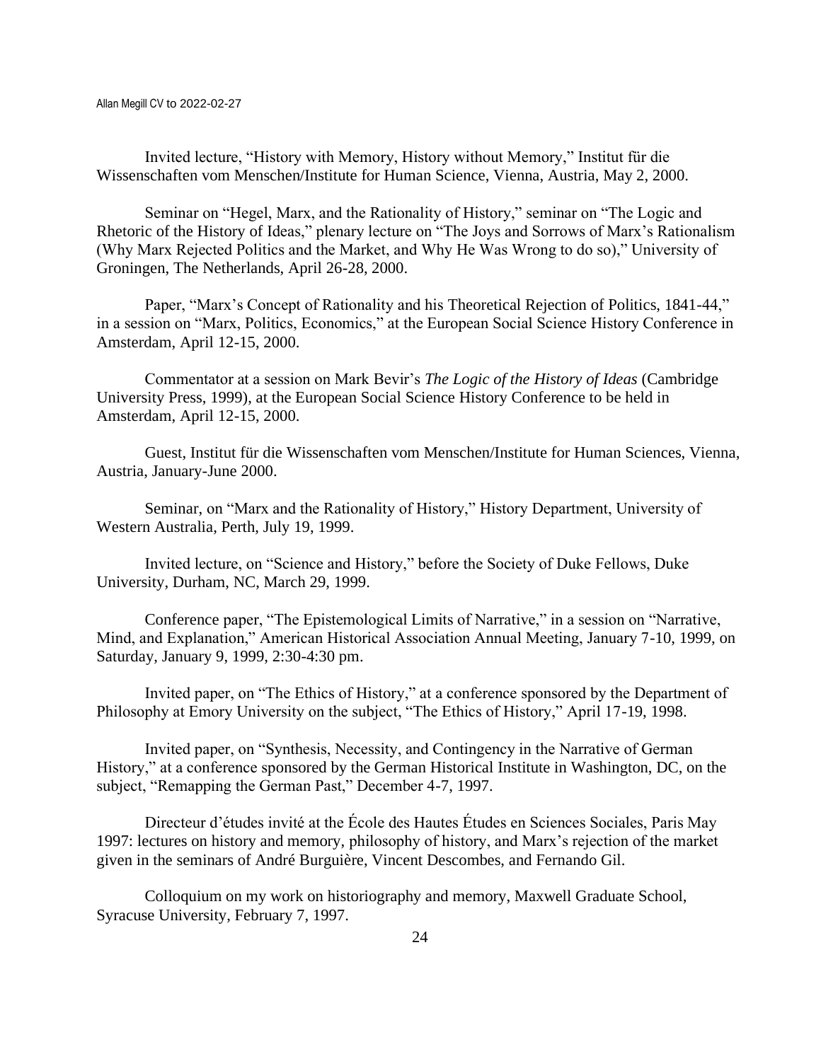Invited lecture, "History with Memory, History without Memory," Institut für die Wissenschaften vom Menschen/Institute for Human Science, Vienna, Austria, May 2, 2000.

Seminar on "Hegel, Marx, and the Rationality of History," seminar on "The Logic and Rhetoric of the History of Ideas," plenary lecture on "The Joys and Sorrows of Marx's Rationalism (Why Marx Rejected Politics and the Market, and Why He Was Wrong to do so)," University of Groningen, The Netherlands, April 26-28, 2000.

Paper, "Marx's Concept of Rationality and his Theoretical Rejection of Politics, 1841-44," in a session on "Marx, Politics, Economics," at the European Social Science History Conference in Amsterdam, April 12-15, 2000.

Commentator at a session on Mark Bevir's *The Logic of the History of Ideas* (Cambridge University Press, 1999), at the European Social Science History Conference to be held in Amsterdam, April 12-15, 2000.

Guest, Institut für die Wissenschaften vom Menschen/Institute for Human Sciences, Vienna, Austria, January-June 2000.

Seminar, on "Marx and the Rationality of History," History Department, University of Western Australia, Perth, July 19, 1999.

Invited lecture, on "Science and History," before the Society of Duke Fellows, Duke University, Durham, NC, March 29, 1999.

Conference paper, "The Epistemological Limits of Narrative," in a session on "Narrative, Mind, and Explanation," American Historical Association Annual Meeting, January 7-10, 1999, on Saturday, January 9, 1999, 2:30-4:30 pm.

Invited paper, on "The Ethics of History," at a conference sponsored by the Department of Philosophy at Emory University on the subject, "The Ethics of History," April 17-19, 1998.

Invited paper, on "Synthesis, Necessity, and Contingency in the Narrative of German History," at a conference sponsored by the German Historical Institute in Washington, DC, on the subject, "Remapping the German Past," December 4-7, 1997.

Directeur d'études invité at the École des Hautes Études en Sciences Sociales, Paris May 1997: lectures on history and memory, philosophy of history, and Marx's rejection of the market given in the seminars of André Burguière, Vincent Descombes, and Fernando Gil.

Colloquium on my work on historiography and memory, Maxwell Graduate School, Syracuse University, February 7, 1997.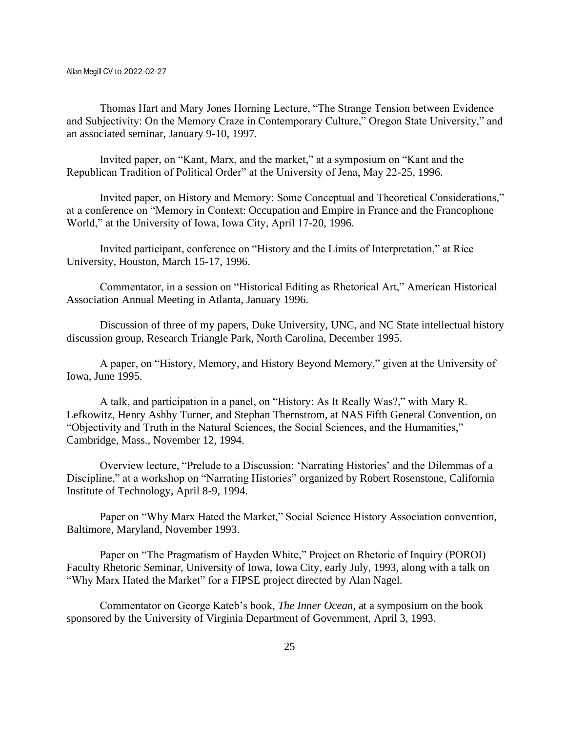Thomas Hart and Mary Jones Horning Lecture, "The Strange Tension between Evidence and Subjectivity: On the Memory Craze in Contemporary Culture," Oregon State University," and an associated seminar, January 9-10, 1997.

Invited paper, on "Kant, Marx, and the market," at a symposium on "Kant and the Republican Tradition of Political Order" at the University of Jena, May 22-25, 1996.

Invited paper, on History and Memory: Some Conceptual and Theoretical Considerations," at a conference on "Memory in Context: Occupation and Empire in France and the Francophone World," at the University of Iowa, Iowa City, April 17-20, 1996.

Invited participant, conference on "History and the Limits of Interpretation," at Rice University, Houston, March 15-17, 1996.

Commentator, in a session on "Historical Editing as Rhetorical Art," American Historical Association Annual Meeting in Atlanta, January 1996.

Discussion of three of my papers, Duke University, UNC, and NC State intellectual history discussion group, Research Triangle Park, North Carolina, December 1995.

A paper, on "History, Memory, and History Beyond Memory," given at the University of Iowa, June 1995.

A talk, and participation in a panel, on "History: As It Really Was?," with Mary R. Lefkowitz, Henry Ashby Turner, and Stephan Thernstrom, at NAS Fifth General Convention, on "Objectivity and Truth in the Natural Sciences, the Social Sciences, and the Humanities," Cambridge, Mass., November 12, 1994.

Overview lecture, "Prelude to a Discussion: 'Narrating Histories' and the Dilemmas of a Discipline," at a workshop on "Narrating Histories" organized by Robert Rosenstone, California Institute of Technology, April 8-9, 1994.

Paper on "Why Marx Hated the Market," Social Science History Association convention, Baltimore, Maryland, November 1993.

Paper on "The Pragmatism of Hayden White," Project on Rhetoric of Inquiry (POROI) Faculty Rhetoric Seminar, University of Iowa, Iowa City, early July, 1993, along with a talk on "Why Marx Hated the Market" for a FIPSE project directed by Alan Nagel.

Commentator on George Kateb's book, *The Inner Ocean*, at a symposium on the book sponsored by the University of Virginia Department of Government, April 3, 1993.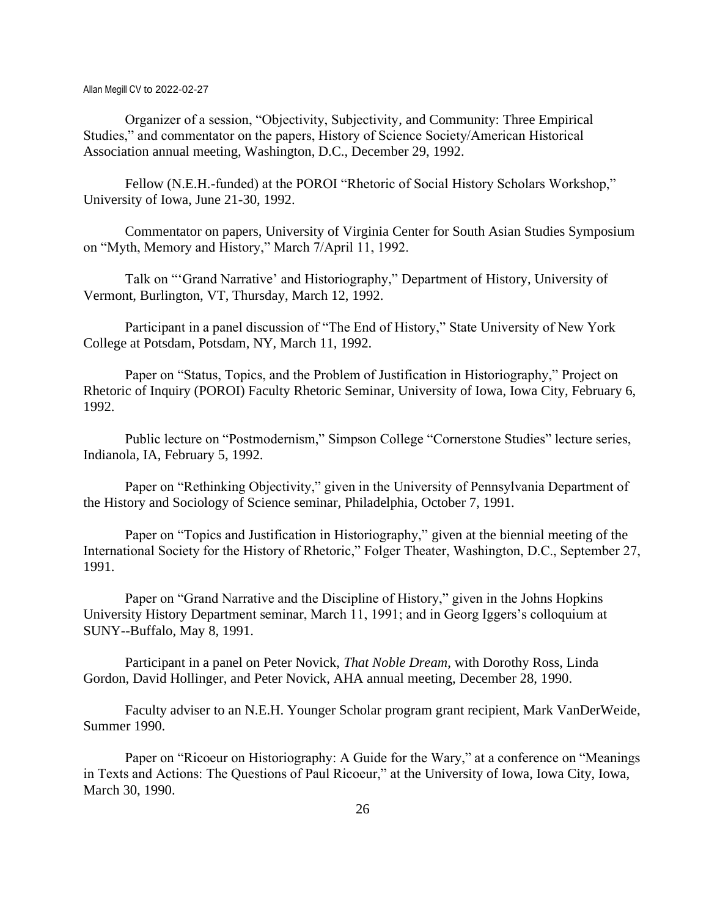Organizer of a session, "Objectivity, Subjectivity, and Community: Three Empirical Studies," and commentator on the papers, History of Science Society/American Historical Association annual meeting, Washington, D.C., December 29, 1992.

Fellow (N.E.H.-funded) at the POROI "Rhetoric of Social History Scholars Workshop," University of Iowa, June 21-30, 1992.

Commentator on papers, University of Virginia Center for South Asian Studies Symposium on "Myth, Memory and History," March 7/April 11, 1992.

Talk on "'Grand Narrative' and Historiography," Department of History, University of Vermont, Burlington, VT, Thursday, March 12, 1992.

Participant in a panel discussion of "The End of History," State University of New York College at Potsdam, Potsdam, NY, March 11, 1992.

Paper on "Status, Topics, and the Problem of Justification in Historiography," Project on Rhetoric of Inquiry (POROI) Faculty Rhetoric Seminar, University of Iowa, Iowa City, February 6, 1992.

Public lecture on "Postmodernism," Simpson College "Cornerstone Studies" lecture series, Indianola, IA, February 5, 1992.

Paper on "Rethinking Objectivity," given in the University of Pennsylvania Department of the History and Sociology of Science seminar, Philadelphia, October 7, 1991.

Paper on "Topics and Justification in Historiography," given at the biennial meeting of the International Society for the History of Rhetoric," Folger Theater, Washington, D.C., September 27, 1991.

Paper on "Grand Narrative and the Discipline of History," given in the Johns Hopkins University History Department seminar, March 11, 1991; and in Georg Iggers's colloquium at SUNY--Buffalo, May 8, 1991.

Participant in a panel on Peter Novick, *That Noble Dream*, with Dorothy Ross, Linda Gordon, David Hollinger, and Peter Novick, AHA annual meeting, December 28, 1990.

Faculty adviser to an N.E.H. Younger Scholar program grant recipient, Mark VanDerWeide, Summer 1990.

Paper on "Ricoeur on Historiography: A Guide for the Wary," at a conference on "Meanings in Texts and Actions: The Questions of Paul Ricoeur," at the University of Iowa, Iowa City, Iowa, March 30, 1990.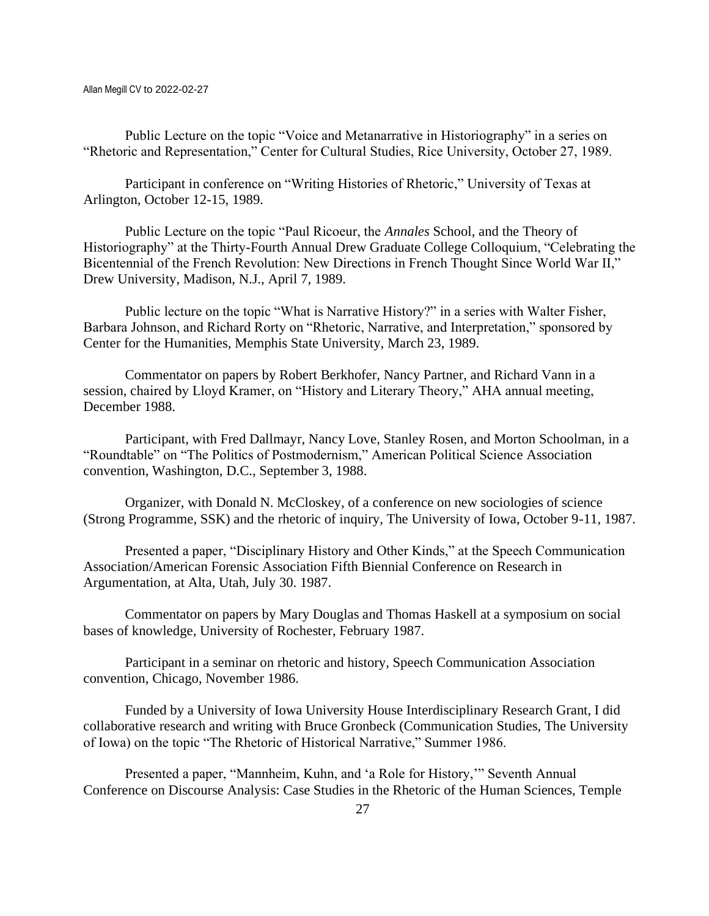Public Lecture on the topic "Voice and Metanarrative in Historiography" in a series on "Rhetoric and Representation," Center for Cultural Studies, Rice University, October 27, 1989.

Participant in conference on "Writing Histories of Rhetoric," University of Texas at Arlington, October 12-15, 1989.

Public Lecture on the topic "Paul Ricoeur, the *Annales* School, and the Theory of Historiography" at the Thirty-Fourth Annual Drew Graduate College Colloquium, "Celebrating the Bicentennial of the French Revolution: New Directions in French Thought Since World War II," Drew University, Madison, N.J., April 7, 1989.

Public lecture on the topic "What is Narrative History?" in a series with Walter Fisher, Barbara Johnson, and Richard Rorty on "Rhetoric, Narrative, and Interpretation," sponsored by Center for the Humanities, Memphis State University, March 23, 1989.

Commentator on papers by Robert Berkhofer, Nancy Partner, and Richard Vann in a session, chaired by Lloyd Kramer, on "History and Literary Theory," AHA annual meeting, December 1988.

Participant, with Fred Dallmayr, Nancy Love, Stanley Rosen, and Morton Schoolman, in a "Roundtable" on "The Politics of Postmodernism," American Political Science Association convention, Washington, D.C., September 3, 1988.

Organizer, with Donald N. McCloskey, of a conference on new sociologies of science (Strong Programme, SSK) and the rhetoric of inquiry, The University of Iowa, October 9-11, 1987.

Presented a paper, "Disciplinary History and Other Kinds," at the Speech Communication Association/American Forensic Association Fifth Biennial Conference on Research in Argumentation, at Alta, Utah, July 30. 1987.

Commentator on papers by Mary Douglas and Thomas Haskell at a symposium on social bases of knowledge, University of Rochester, February 1987.

Participant in a seminar on rhetoric and history, Speech Communication Association convention, Chicago, November 1986.

Funded by a University of Iowa University House Interdisciplinary Research Grant, I did collaborative research and writing with Bruce Gronbeck (Communication Studies, The University of Iowa) on the topic "The Rhetoric of Historical Narrative," Summer 1986.

Presented a paper, "Mannheim, Kuhn, and 'a Role for History,'" Seventh Annual Conference on Discourse Analysis: Case Studies in the Rhetoric of the Human Sciences, Temple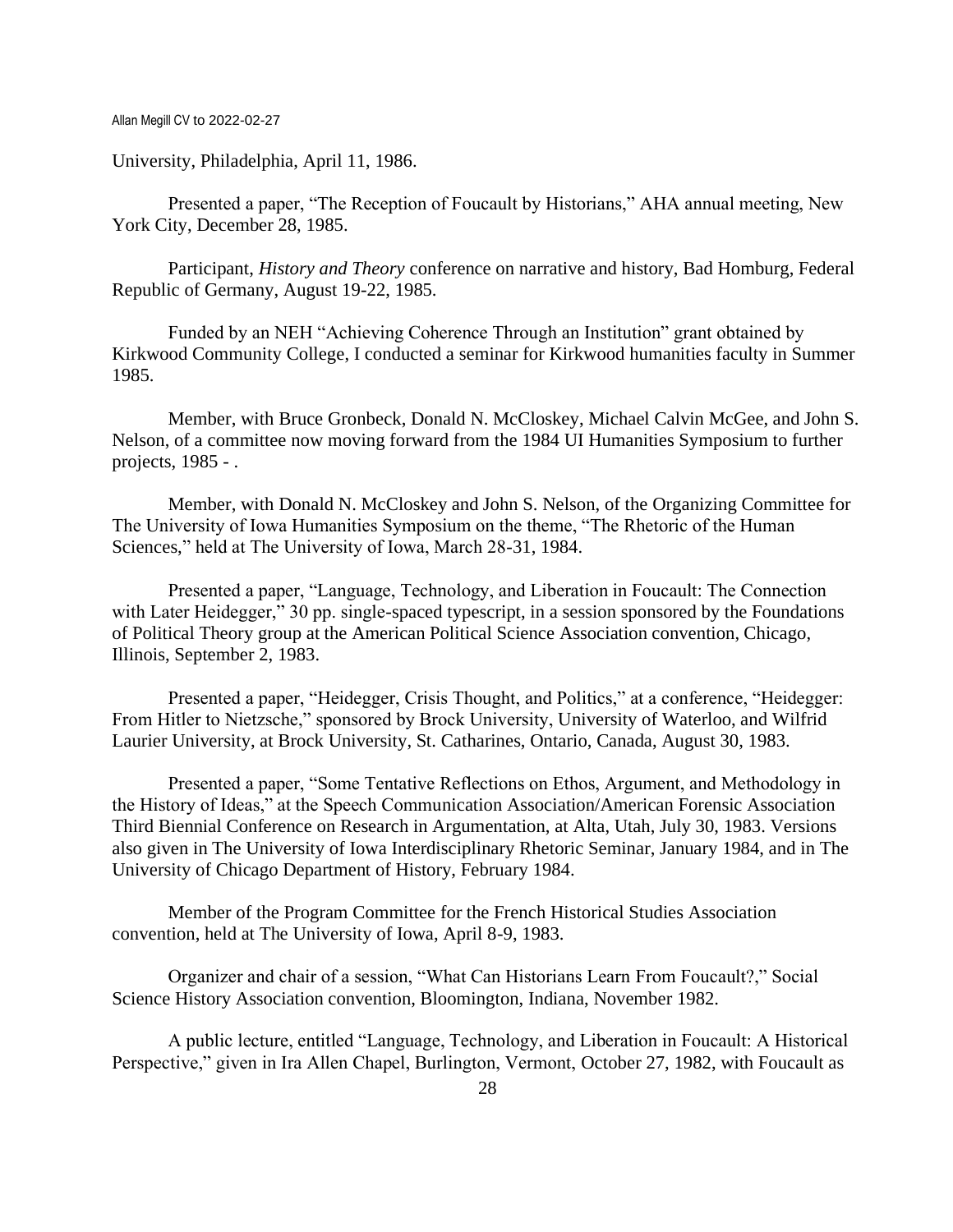University, Philadelphia, April 11, 1986.

Presented a paper, "The Reception of Foucault by Historians," AHA annual meeting, New York City, December 28, 1985.

Participant, *History and Theory* conference on narrative and history, Bad Homburg, Federal Republic of Germany, August 19-22, 1985.

Funded by an NEH "Achieving Coherence Through an Institution" grant obtained by Kirkwood Community College, I conducted a seminar for Kirkwood humanities faculty in Summer 1985.

Member, with Bruce Gronbeck, Donald N. McCloskey, Michael Calvin McGee, and John S. Nelson, of a committee now moving forward from the 1984 UI Humanities Symposium to further projects, 1985 - .

Member, with Donald N. McCloskey and John S. Nelson, of the Organizing Committee for The University of Iowa Humanities Symposium on the theme, "The Rhetoric of the Human Sciences," held at The University of Iowa, March 28-31, 1984.

Presented a paper, "Language, Technology, and Liberation in Foucault: The Connection with Later Heidegger," 30 pp. single-spaced typescript, in a session sponsored by the Foundations of Political Theory group at the American Political Science Association convention, Chicago, Illinois, September 2, 1983.

Presented a paper, "Heidegger, Crisis Thought, and Politics," at a conference, "Heidegger: From Hitler to Nietzsche," sponsored by Brock University, University of Waterloo, and Wilfrid Laurier University, at Brock University, St. Catharines, Ontario, Canada, August 30, 1983.

Presented a paper, "Some Tentative Reflections on Ethos, Argument, and Methodology in the History of Ideas," at the Speech Communication Association/American Forensic Association Third Biennial Conference on Research in Argumentation, at Alta, Utah, July 30, 1983. Versions also given in The University of Iowa Interdisciplinary Rhetoric Seminar, January 1984, and in The University of Chicago Department of History, February 1984.

Member of the Program Committee for the French Historical Studies Association convention, held at The University of Iowa, April 8-9, 1983.

Organizer and chair of a session, "What Can Historians Learn From Foucault?," Social Science History Association convention, Bloomington, Indiana, November 1982.

A public lecture, entitled "Language, Technology, and Liberation in Foucault: A Historical Perspective," given in Ira Allen Chapel, Burlington, Vermont, October 27, 1982, with Foucault as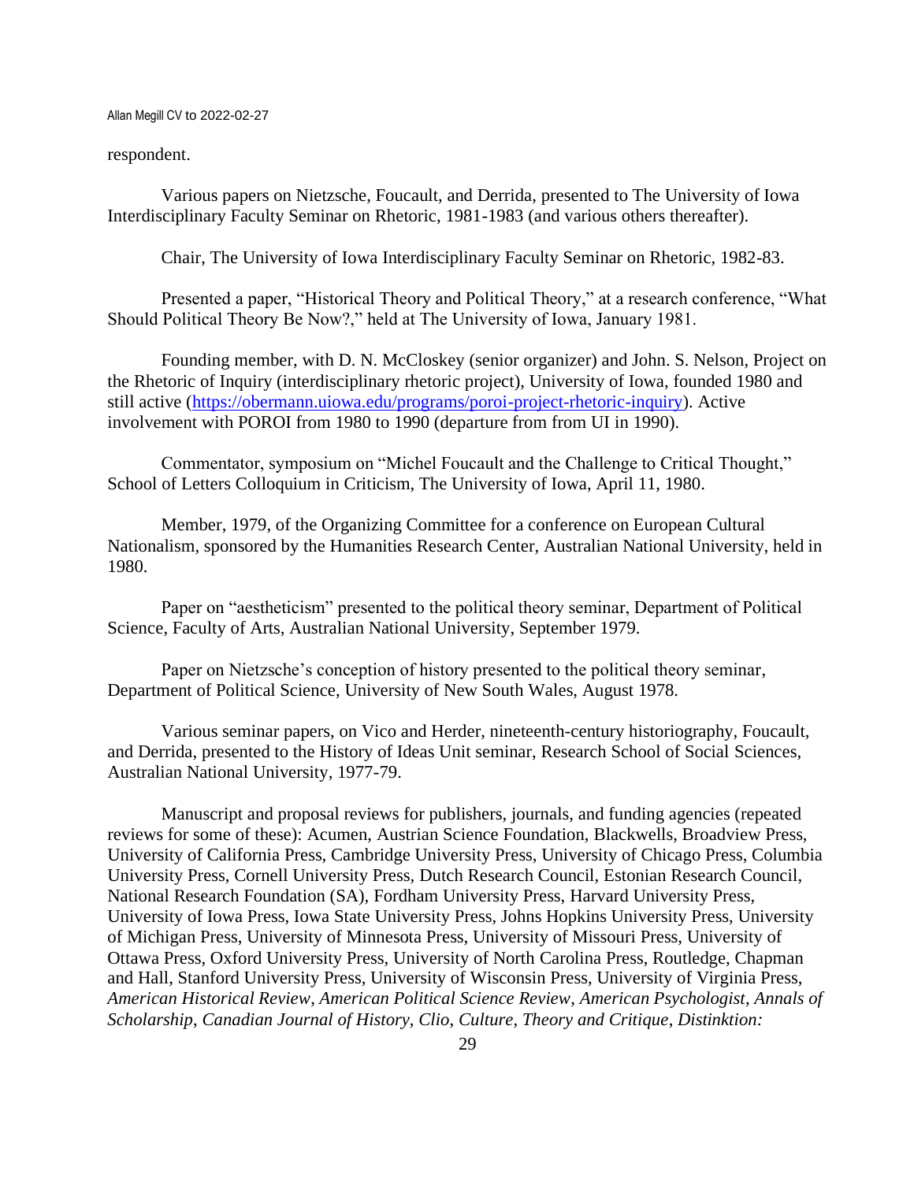respondent.

Various papers on Nietzsche, Foucault, and Derrida, presented to The University of Iowa Interdisciplinary Faculty Seminar on Rhetoric, 1981-1983 (and various others thereafter).

Chair, The University of Iowa Interdisciplinary Faculty Seminar on Rhetoric, 1982-83.

Presented a paper, "Historical Theory and Political Theory," at a research conference, "What Should Political Theory Be Now?," held at The University of Iowa, January 1981.

Founding member, with D. N. McCloskey (senior organizer) and John. S. Nelson, Project on the Rhetoric of Inquiry (interdisciplinary rhetoric project), University of Iowa, founded 1980 and still active (https://obermann.uiowa.edu/programs/poroi-project-rhetoric-inquiry). Active involvement with POROI from 1980 to 1990 (departure from from UI in 1990).

Commentator, symposium on "Michel Foucault and the Challenge to Critical Thought," School of Letters Colloquium in Criticism, The University of Iowa, April 11, 1980.

Member, 1979, of the Organizing Committee for a conference on European Cultural Nationalism, sponsored by the Humanities Research Center, Australian National University, held in 1980.

Paper on "aestheticism" presented to the political theory seminar, Department of Political Science, Faculty of Arts, Australian National University, September 1979.

Paper on Nietzsche's conception of history presented to the political theory seminar, Department of Political Science, University of New South Wales, August 1978.

Various seminar papers, on Vico and Herder, nineteenth-century historiography, Foucault, and Derrida, presented to the History of Ideas Unit seminar, Research School of Social Sciences, Australian National University, 1977-79.

Manuscript and proposal reviews for publishers, journals, and funding agencies (repeated reviews for some of these): Acumen, Austrian Science Foundation, Blackwells, Broadview Press, University of California Press, Cambridge University Press, University of Chicago Press, Columbia University Press, Cornell University Press, Dutch Research Council, Estonian Research Council, National Research Foundation (SA), Fordham University Press, Harvard University Press, University of Iowa Press, Iowa State University Press, Johns Hopkins University Press, University of Michigan Press, University of Minnesota Press, University of Missouri Press, University of Ottawa Press, Oxford University Press, University of North Carolina Press, Routledge, Chapman and Hall, Stanford University Press, University of Wisconsin Press, University of Virginia Press, *American Historical Review*, *American Political Science Review*, *American Psychologist*, *Annals of Scholarship*, *Canadian Journal of History*, *Clio*, *Culture, Theory and Critique*, *Distinktion:*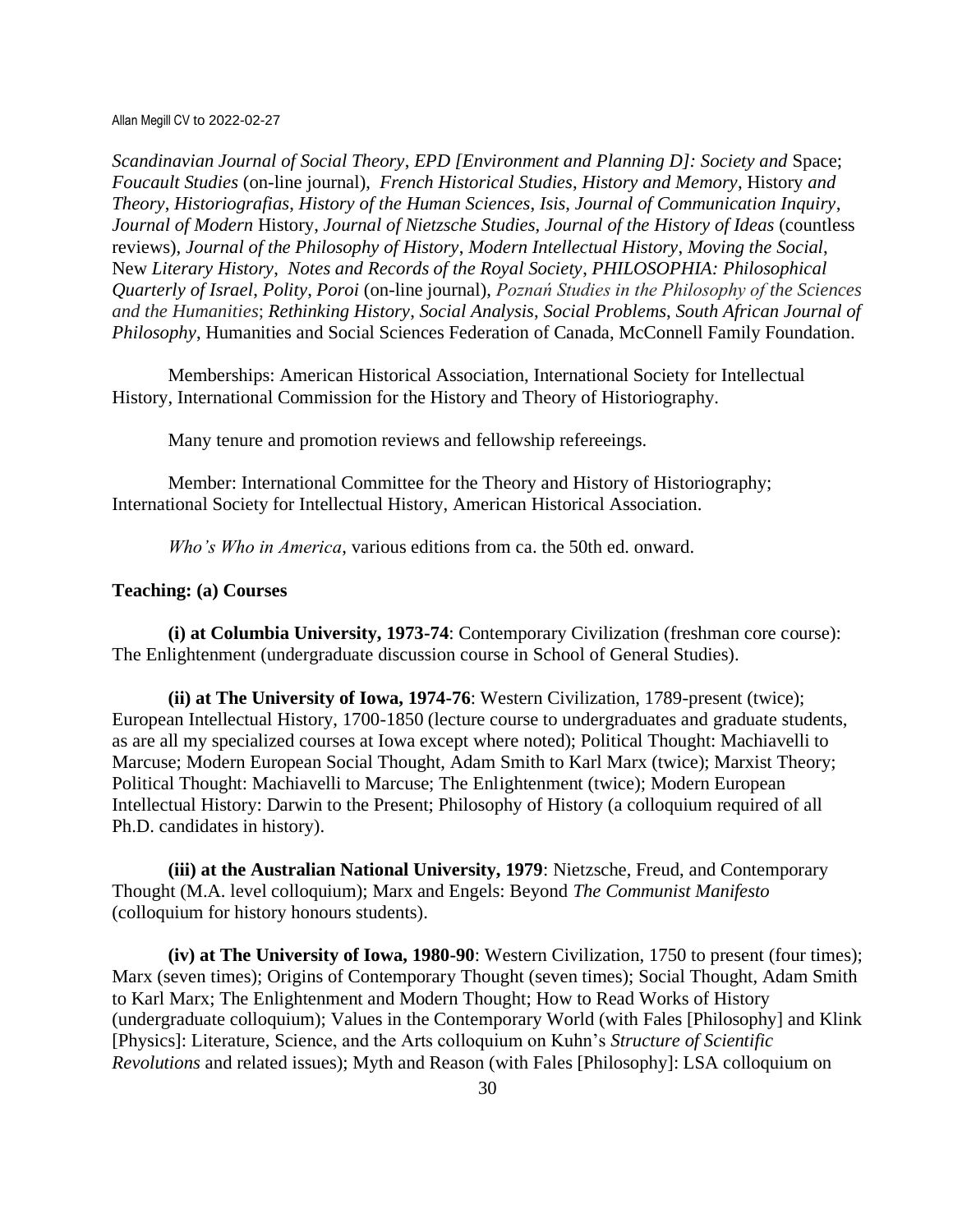*Scandinavian Journal of Social Theory*, *EPD [Environment and Planning D]: Society and* Space; *Foucault Studies* (on-line journal), *French Historical Studies*, *History and Memory*, History *and Theory*, *Historiografias*, *History of the Human Sciences*, *Isis*, *Journal of Communication Inquiry*, *Journal of Modern* History, *Journal of Nietzsche Studies*, *Journal of the History of Ideas* (countless reviews), *Journal of the Philosophy of History*, *Modern Intellectual History*, *Moving the Social*, New *Literary History*, *Notes and Records of the Royal Society*, *PHILOSOPHIA: Philosophical Quarterly of Israel*, *Polity*, *Poroi* (on-line journal), *Poznań Studies in the Philosophy of the Sciences and the Humanities*; *Rethinking History*, *Social Analysis*, *Social Problems*, *South African Journal of Philosophy*, Humanities and Social Sciences Federation of Canada, McConnell Family Foundation.

Memberships: American Historical Association, International Society for Intellectual History, International Commission for the History and Theory of Historiography.

Many tenure and promotion reviews and fellowship refereeings.

Member: International Committee for the Theory and History of Historiography; International Society for Intellectual History, American Historical Association.

*Who's Who in America*, various editions from ca. the 50th ed. onward.

**Teaching: (a) Courses**

**(i) at Columbia University, 1973-74**: Contemporary Civilization (freshman core course): The Enlightenment (undergraduate discussion course in School of General Studies).

**(ii) at The University of Iowa, 1974-76**: Western Civilization, 1789-present (twice); European Intellectual History, 1700-1850 (lecture course to undergraduates and graduate students, as are all my specialized courses at Iowa except where noted); Political Thought: Machiavelli to Marcuse; Modern European Social Thought, Adam Smith to Karl Marx (twice); Marxist Theory; Political Thought: Machiavelli to Marcuse; The Enlightenment (twice); Modern European Intellectual History: Darwin to the Present; Philosophy of History (a colloquium required of all Ph.D. candidates in history).

**(iii) at the Australian National University, 1979**: Nietzsche, Freud, and Contemporary Thought (M.A. level colloquium); Marx and Engels: Beyond *The Communist Manifesto* (colloquium for history honours students).

**(iv) at The University of Iowa, 1980-90**: Western Civilization, 1750 to present (four times); Marx (seven times); Origins of Contemporary Thought (seven times); Social Thought, Adam Smith to Karl Marx; The Enlightenment and Modern Thought; How to Read Works of History (undergraduate colloquium); Values in the Contemporary World (with Fales [Philosophy] and Klink [Physics]: Literature, Science, and the Arts colloquium on Kuhn's *Structure of Scientific Revolutions* and related issues); Myth and Reason (with Fales [Philosophy]: LSA colloquium on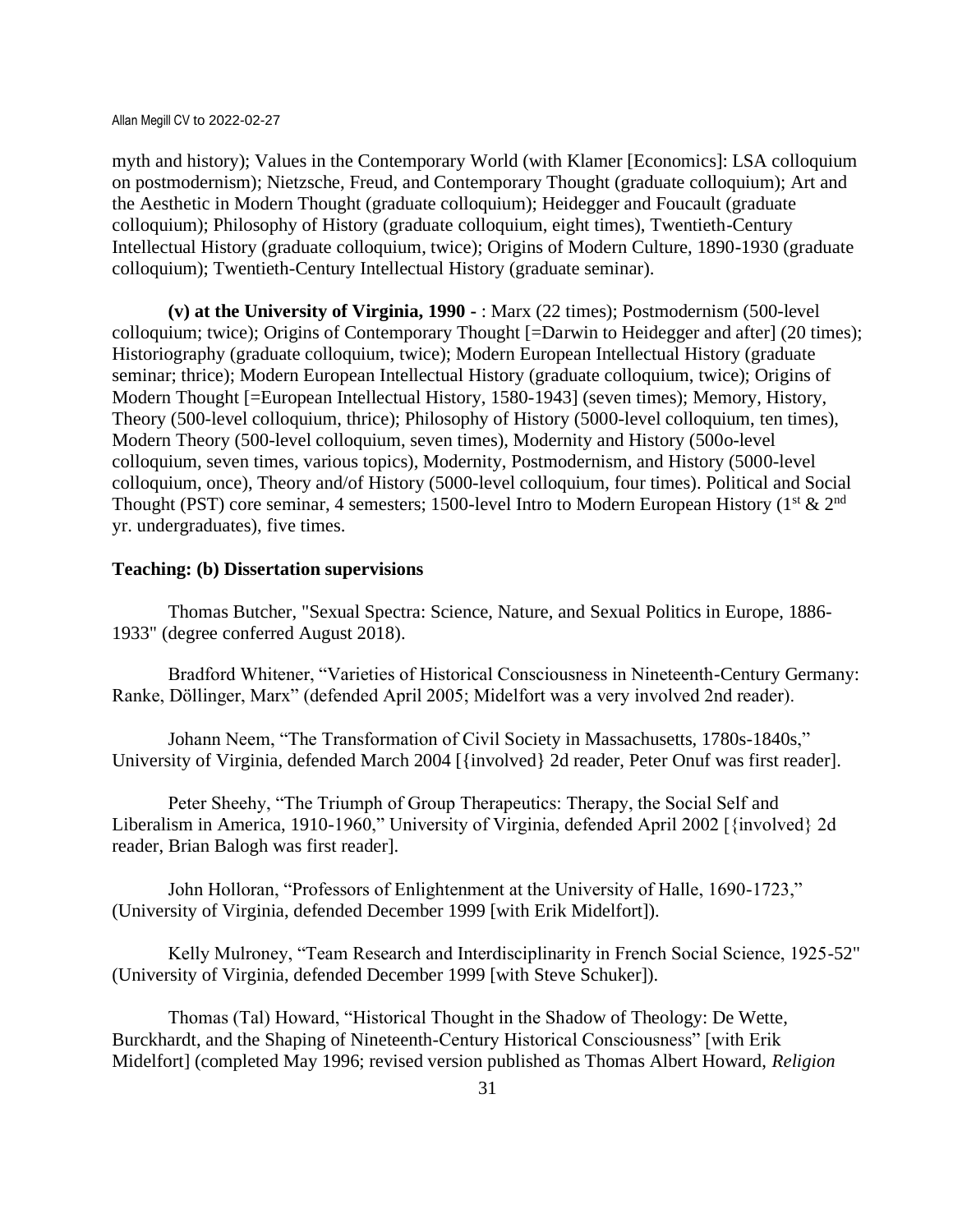myth and history); Values in the Contemporary World (with Klamer [Economics]: LSA colloquium on postmodernism); Nietzsche, Freud, and Contemporary Thought (graduate colloquium); Art and the Aesthetic in Modern Thought (graduate colloquium); Heidegger and Foucault (graduate colloquium); Philosophy of History (graduate colloquium, eight times), Twentieth-Century Intellectual History (graduate colloquium, twice); Origins of Modern Culture, 1890-1930 (graduate colloquium); Twentieth-Century Intellectual History (graduate seminar).

**(v) at the University of Virginia, 1990 -** : Marx (22 times); Postmodernism (500-level colloquium; twice); Origins of Contemporary Thought [=Darwin to Heidegger and after] (20 times); Historiography (graduate colloquium, twice); Modern European Intellectual History (graduate seminar; thrice); Modern European Intellectual History (graduate colloquium, twice); Origins of Modern Thought [=European Intellectual History, 1580-1943] (seven times); Memory, History, Theory (500-level colloquium, thrice); Philosophy of History (5000-level colloquium, ten times), Modern Theory (500-level colloquium, seven times), Modernity and History (500o-level colloquium, seven times, various topics), Modernity, Postmodernism, and History (5000-level colloquium, once), Theory and/of History (5000-level colloquium, four times). Political and Social Thought (PST) core seminar, 4 semesters; 1500-level Intro to Modern European History (1st & 2nd yr. undergraduates), five times.

**Teaching: (b) Dissertation supervisions**

Thomas Butcher, "Sexual Spectra: Science, Nature, and Sexual Politics in Europe, 1886-1933" (degree conferred August 2018).

Bradford Whitener, "Varieties of Historical Consciousness in Nineteenth-Century Germany: Ranke, Döllinger, Marx" (defended April 2005; Midelfort was a very involved 2nd reader).

Johann Neem, "The Transformation of Civil Society in Massachusetts, 1780s-1840s," University of Virginia, defended March 2004 [{involved} 2d reader, Peter Onuf was first reader].

Peter Sheehy, "The Triumph of Group Therapeutics: Therapy, the Social Self and Liberalism in America, 1910-1960," University of Virginia, defended April 2002 [{involved} 2d reader, Brian Balogh was first reader].

John Holloran, "Professors of Enlightenment at the University of Halle, 1690-1723," (University of Virginia, defended December 1999 [with Erik Midelfort]).

Kelly Mulroney, "Team Research and Interdisciplinarity in French Social Science, 1925-52" (University of Virginia, defended December 1999 [with Steve Schuker]).

Thomas (Tal) Howard, "Historical Thought in the Shadow of Theology: De Wette, Burckhardt, and the Shaping of Nineteenth-Century Historical Consciousness" [with Erik Midelfort] (completed May 1996; revised version published as Thomas Albert Howard, *Religion*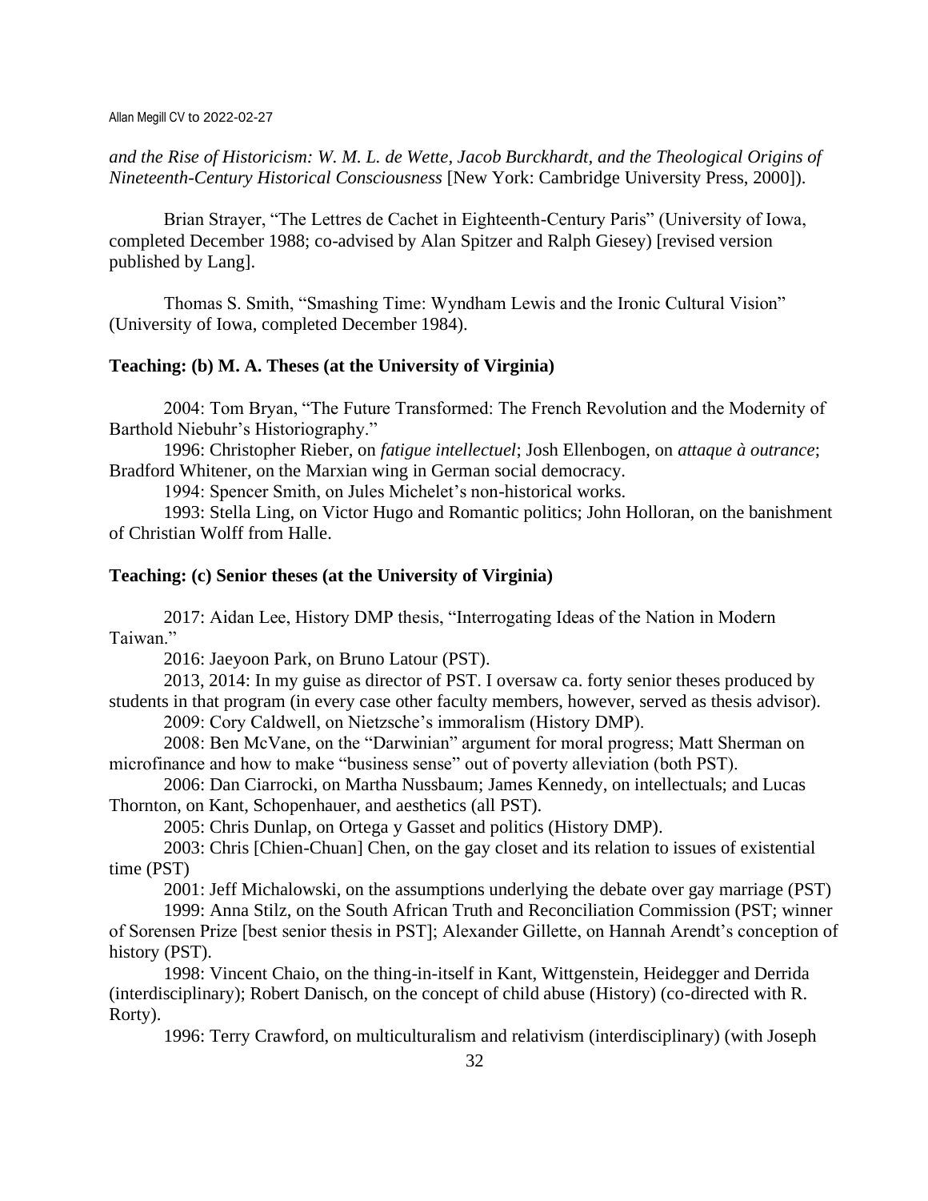*and the Rise of Historicism: W. M. L. de Wette, Jacob Burckhardt, and the Theological Origins of Nineteenth-Century Historical Consciousness* [New York: Cambridge University Press, 2000]).

Brian Strayer, "The Lettres de Cachet in Eighteenth-Century Paris" (University of Iowa, completed December 1988; co-advised by Alan Spitzer and Ralph Giesey) [revised version published by Lang].

Thomas S. Smith, "Smashing Time: Wyndham Lewis and the Ironic Cultural Vision" (University of Iowa, completed December 1984).

**Teaching: (b) M. A. Theses (at the University of Virginia)**

2004: Tom Bryan, "The Future Transformed: The French Revolution and the Modernity of Barthold Niebuhr's Historiography."

1996: Christopher Rieber, on *fatigue intellectuel*; Josh Ellenbogen, on *attaque à outrance*; Bradford Whitener, on the Marxian wing in German social democracy.

1994: Spencer Smith, on Jules Michelet's non-historical works.

1993: Stella Ling, on Victor Hugo and Romantic politics; John Holloran, on the banishment of Christian Wolff from Halle.

**Teaching: (c) Senior theses (at the University of Virginia)**

2017: Aidan Lee, History DMP thesis, "Interrogating Ideas of the Nation in Modern Taiwan."

2016: Jaeyoon Park, on Bruno Latour (PST).

2013, 2014: In my guise as director of PST. I oversaw ca. forty senior theses produced by students in that program (in every case other faculty members, however, served as thesis advisor).

2009: Cory Caldwell, on Nietzsche's immoralism (History DMP).

2008: Ben McVane, on the "Darwinian" argument for moral progress; Matt Sherman on microfinance and how to make "business sense" out of poverty alleviation (both PST).

2006: Dan Ciarrocki, on Martha Nussbaum; James Kennedy, on intellectuals; and Lucas Thornton, on Kant, Schopenhauer, and aesthetics (all PST).

2005: Chris Dunlap, on Ortega y Gasset and politics (History DMP).

2003: Chris [Chien-Chuan] Chen, on the gay closet and its relation to issues of existential time (PST)

2001: Jeff Michalowski, on the assumptions underlying the debate over gay marriage (PST)

1999: Anna Stilz, on the South African Truth and Reconciliation Commission (PST; winner of Sorensen Prize [best senior thesis in PST]; Alexander Gillette, on Hannah Arendt's conception of history (PST).

1998: Vincent Chaio, on the thing-in-itself in Kant, Wittgenstein, Heidegger and Derrida (interdisciplinary); Robert Danisch, on the concept of child abuse (History) (co-directed with R. Rorty).

1996: Terry Crawford, on multiculturalism and relativism (interdisciplinary) (with Joseph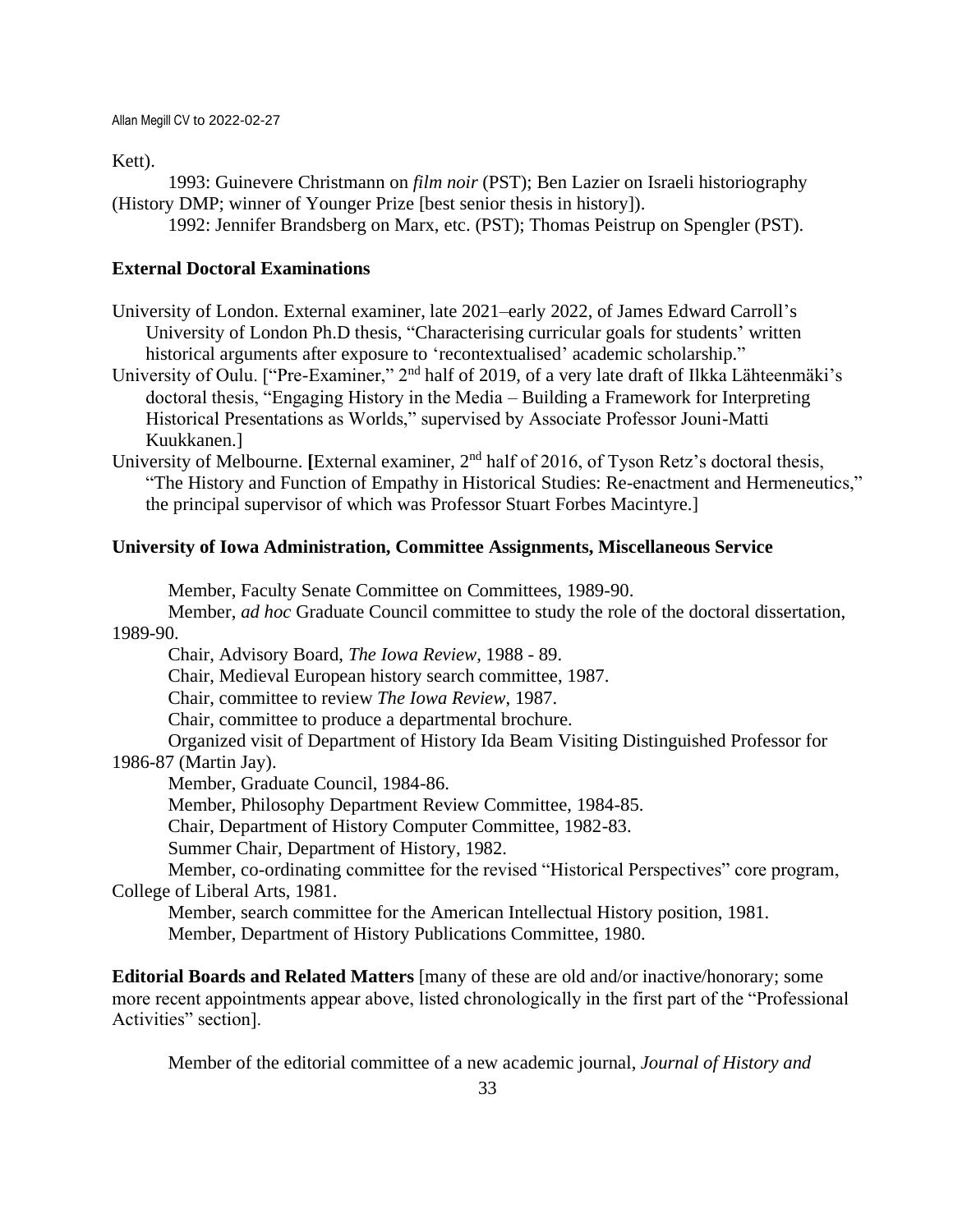Kett).

1993: Guinevere Christmann on *film noir* (PST); Ben Lazier on Israeli historiography (History DMP; winner of Younger Prize [best senior thesis in history]).

1992: Jennifer Brandsberg on Marx, etc. (PST); Thomas Peistrup on Spengler (PST).

**External Doctoral Examinations**

University of London. External examiner, late 2021–early 2022, of James Edward Carroll's University of London Ph.D thesis, "Characterising curricular goals for students' written historical arguments after exposure to 'recontextualised' academic scholarship."

University of Oulu. ["Pre-Examiner," 2nd half of 2019, of a very late draft of Ilkka Lähteenmäki's doctoral thesis, "Engaging History in the Media – Building a Framework for Interpreting Historical Presentations as Worlds," supervised by Associate Professor Jouni-Matti Kuukkanen.]

University of Melbourne. **[**External examiner, 2nd half of 2016, of Tyson Retz's doctoral thesis, "The History and Function of Empathy in Historical Studies: Re-enactment and Hermeneutics," the principal supervisor of which was Professor Stuart Forbes Macintyre.]

**University of Iowa Administration, Committee Assignments, Miscellaneous Service**

Member, Faculty Senate Committee on Committees, 1989-90.

Member, *ad hoc* Graduate Council committee to study the role of the doctoral dissertation, 1989-90.

Chair, Advisory Board, *The Iowa Review*, 1988 - 89.

Chair, Medieval European history search committee, 1987.

Chair, committee to review *The Iowa Review*, 1987.

Chair, committee to produce a departmental brochure.

Organized visit of Department of History Ida Beam Visiting Distinguished Professor for 1986-87 (Martin Jay).

Member, Graduate Council, 1984-86.

Member, Philosophy Department Review Committee, 1984-85.

Chair, Department of History Computer Committee, 1982-83.

Summer Chair, Department of History, 1982.

Member, co-ordinating committee for the revised "Historical Perspectives" core program, College of Liberal Arts, 1981.

Member, search committee for the American Intellectual History position, 1981.

Member, Department of History Publications Committee, 1980.

**Editorial Boards and Related Matters** [many of these are old and/or inactive/honorary; some more recent appointments appear above, listed chronologically in the first part of the "Professional Activities" section].

Member of the editorial committee of a new academic journal, *Journal of History and*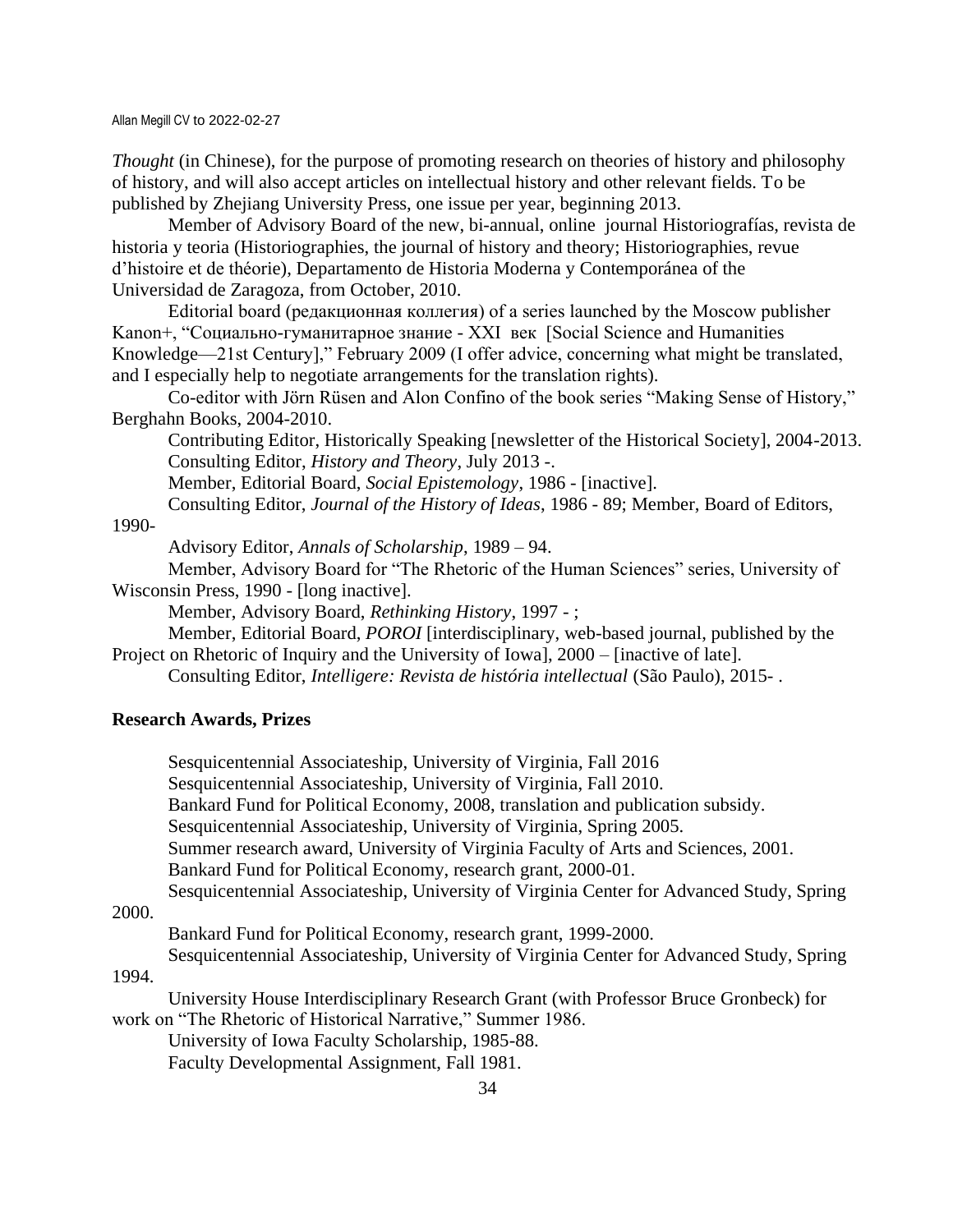*Thought* (in Chinese), for the purpose of promoting research on theories of history and philosophy of history, and will also accept articles on intellectual history and other relevant fields. To be published by Zhejiang University Press, one issue per year, beginning 2013.

Member of Advisory Board of the new, bi-annual, online journal Historiografías, revista de historia y teoria (Historiographies, the journal of history and theory; Historiographies, revue d'histoire et de théorie), Departamento de Historia Moderna y Contemporánea of the Universidad de Zaragoza, from October, 2010.

Editorial board (редакционная коллегия) of a series launched by the Moscow publisher Kanon+, "Социально-гуманитарное знание - XXI век [Social Science and Humanities Knowledge—21st Century]," February 2009 (I offer advice, concerning what might be translated, and I especially help to negotiate arrangements for the translation rights).

Co-editor with Jörn Rüsen and Alon Confino of the book series "Making Sense of History," Berghahn Books, 2004-2010.

Contributing Editor, Historically Speaking [newsletter of the Historical Society], 2004-2013.

Consulting Editor, *History and Theory*, July 2013 -.

Member, Editorial Board, *Social Epistemology*, 1986 - [inactive].

Consulting Editor, *Journal of the History of Ideas*, 1986 - 89; Member, Board of Editors, 1990-

Advisory Editor, *Annals of Scholarship*, 1989 – 94.

Member, Advisory Board for "The Rhetoric of the Human Sciences" series, University of Wisconsin Press, 1990 - [long inactive].

Member, Advisory Board, *Rethinking History*, 1997 - ;

Member, Editorial Board, *POROI* [interdisciplinary, web-based journal, published by the Project on Rhetoric of Inquiry and the University of Iowa], 2000 – [inactive of late].

Consulting Editor, *Intelligere: Revista de história intellectual* (São Paulo), 2015- .

**Research Awards, Prizes**

Sesquicentennial Associateship, University of Virginia, Fall 2016

Sesquicentennial Associateship, University of Virginia, Fall 2010.

Bankard Fund for Political Economy, 2008, translation and publication subsidy.

Sesquicentennial Associateship, University of Virginia, Spring 2005.

Summer research award, University of Virginia Faculty of Arts and Sciences, 2001.

Bankard Fund for Political Economy, research grant, 2000-01.

Sesquicentennial Associateship, University of Virginia Center for Advanced Study, Spring 2000.

Bankard Fund for Political Economy, research grant, 1999-2000.

Sesquicentennial Associateship, University of Virginia Center for Advanced Study, Spring 1994.

University House Interdisciplinary Research Grant (with Professor Bruce Gronbeck) for work on "The Rhetoric of Historical Narrative," Summer 1986.

University of Iowa Faculty Scholarship, 1985-88.

Faculty Developmental Assignment, Fall 1981.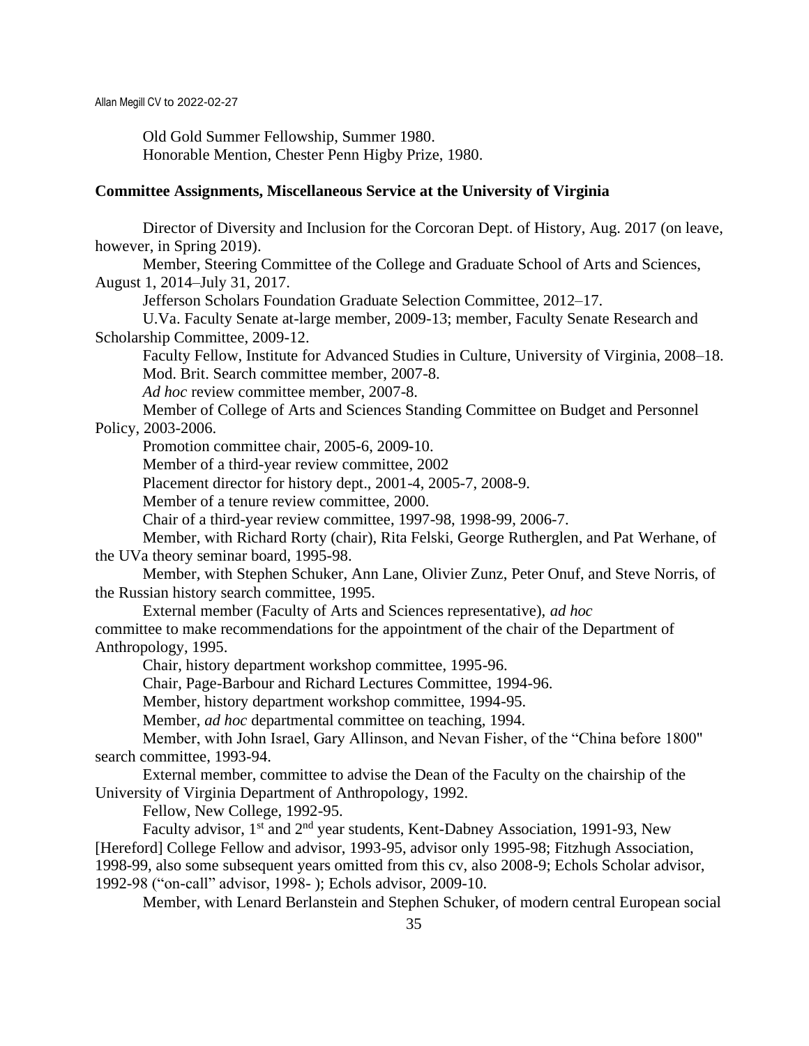Old Gold Summer Fellowship, Summer 1980.
Honorable Mention, Chester Penn Higby Prize, 1980.

**Committee Assignments, Miscellaneous Service at the University of Virginia**

Director of Diversity and Inclusion for the Corcoran Dept. of History, Aug. 2017 (on leave, however, in Spring 2019).

Member, Steering Committee of the College and Graduate School of Arts and Sciences, August 1, 2014–July 31, 2017.

Jefferson Scholars Foundation Graduate Selection Committee, 2012–17.

U.Va. Faculty Senate at-large member, 2009-13; member, Faculty Senate Research and Scholarship Committee, 2009-12.

Faculty Fellow, Institute for Advanced Studies in Culture, University of Virginia, 2008–18.

Mod. Brit. Search committee member, 2007-8.

*Ad hoc* review committee member, 2007-8.

Member of College of Arts and Sciences Standing Committee on Budget and Personnel Policy, 2003-2006.

Promotion committee chair, 2005-6, 2009-10.

Member of a third-year review committee, 2002

Placement director for history dept., 2001-4, 2005-7, 2008-9.

Member of a tenure review committee, 2000.

Chair of a third-year review committee, 1997-98, 1998-99, 2006-7.

Member, with Richard Rorty (chair), Rita Felski, George Rutherglen, and Pat Werhane, of the UVa theory seminar board, 1995-98.

Member, with Stephen Schuker, Ann Lane, Olivier Zunz, Peter Onuf, and Steve Norris, of the Russian history search committee, 1995.

External member (Faculty of Arts and Sciences representative), *ad hoc* committee to make recommendations for the appointment of the chair of the Department of Anthropology, 1995.

Chair, history department workshop committee, 1995-96.

Chair, Page-Barbour and Richard Lectures Committee, 1994-96.

Member, history department workshop committee, 1994-95.

Member, *ad hoc* departmental committee on teaching, 1994.

Member, with John Israel, Gary Allinson, and Nevan Fisher, of the "China before 1800" search committee, 1993-94.

External member, committee to advise the Dean of the Faculty on the chairship of the University of Virginia Department of Anthropology, 1992.

Fellow, New College, 1992-95.

Faculty advisor, 1st and 2nd year students, Kent-Dabney Association, 1991-93, New [Hereford] College Fellow and advisor, 1993-95, advisor only 1995-98; Fitzhugh Association, 1998-99, also some subsequent years omitted from this cv, also 2008-9; Echols Scholar advisor, 1992-98 ("on-call" advisor, 1998- ); Echols advisor, 2009-10.

Member, with Lenard Berlanstein and Stephen Schuker, of modern central European social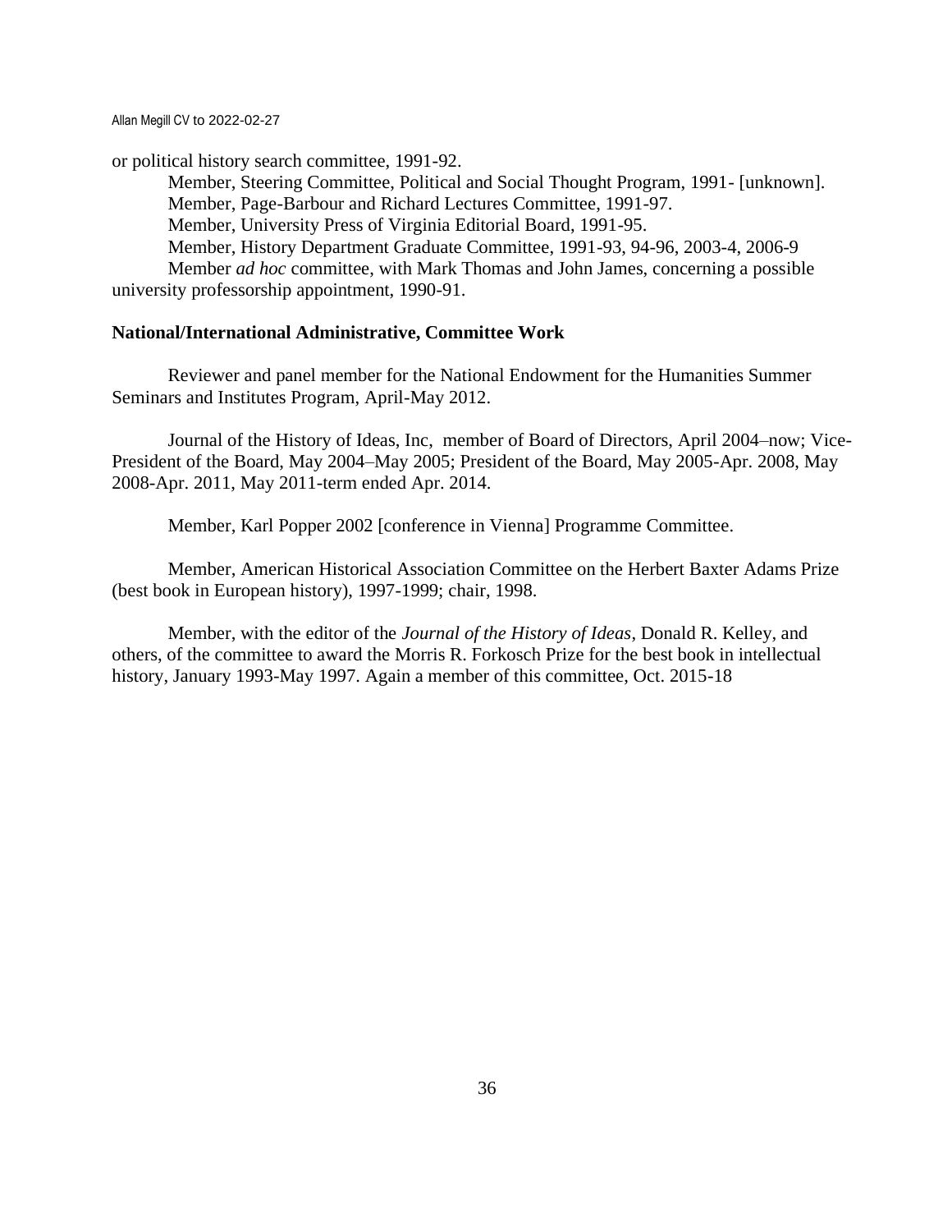or political history search committee, 1991-92.

Member, Steering Committee, Political and Social Thought Program, 1991- [unknown].

Member, Page-Barbour and Richard Lectures Committee, 1991-97.

Member, University Press of Virginia Editorial Board, 1991-95.

Member, History Department Graduate Committee, 1991-93, 94-96, 2003-4, 2006-9

Member *ad hoc* committee, with Mark Thomas and John James, concerning a possible university professorship appointment, 1990-91.

**National/International Administrative, Committee Work**

Reviewer and panel member for the National Endowment for the Humanities Summer Seminars and Institutes Program, April-May 2012.

Journal of the History of Ideas, Inc, member of Board of Directors, April 2004–now; Vice-President of the Board, May 2004–May 2005; President of the Board, May 2005-Apr. 2008, May 2008-Apr. 2011, May 2011-term ended Apr. 2014.

Member, Karl Popper 2002 [conference in Vienna] Programme Committee.

Member, American Historical Association Committee on the Herbert Baxter Adams Prize (best book in European history), 1997-1999; chair, 1998.

Member, with the editor of the *Journal of the History of Ideas*, Donald R. Kelley, and others, of the committee to award the Morris R. Forkosch Prize for the best book in intellectual history, January 1993-May 1997. Again a member of this committee, Oct. 2015-18